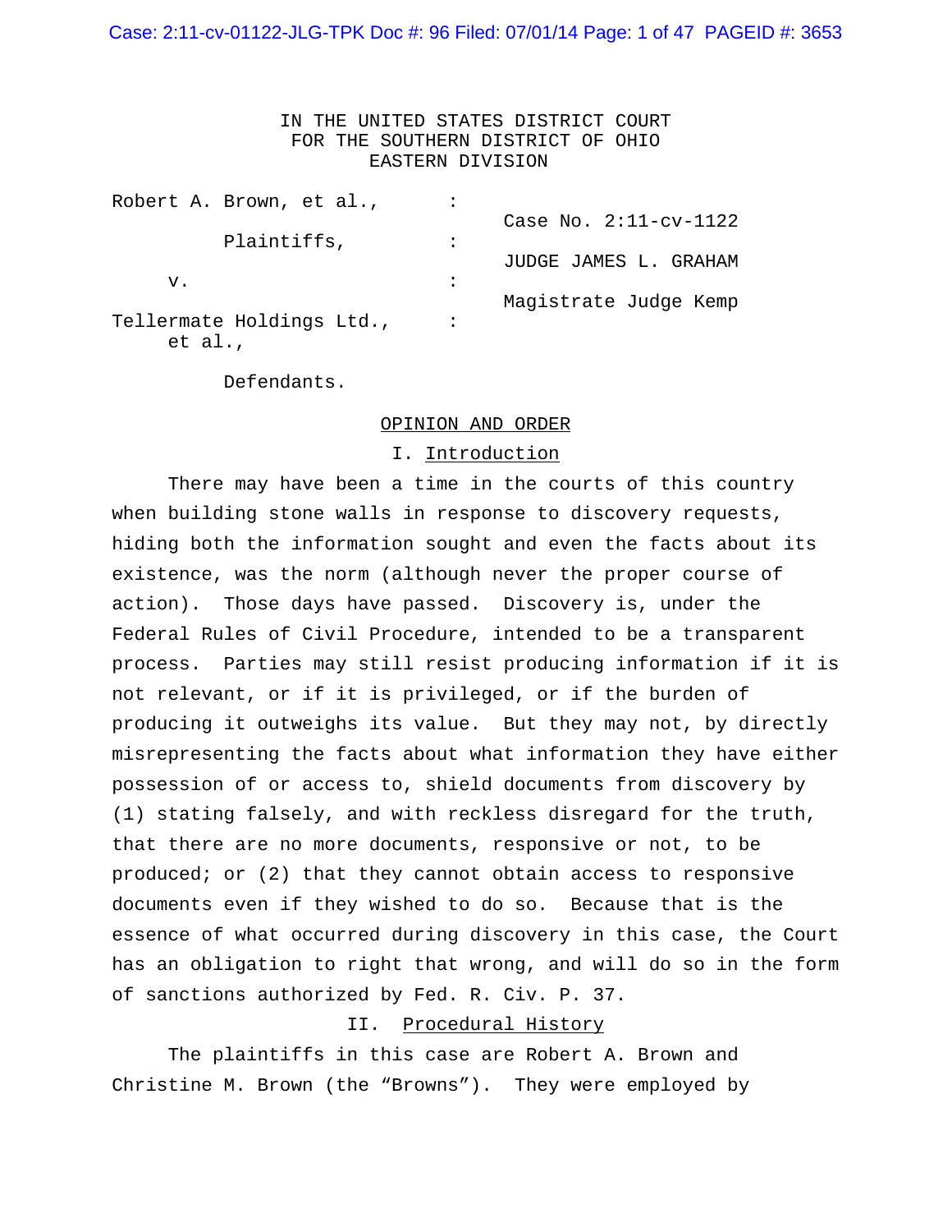IN THE UNITED STATES DISTRICT COURT
FOR THE SOUTHERN DISTRICT OF OHIO
EASTERN DIVISION

| | | |
|---|---|---|
| Robert A. Brown, et al., | : | Case No. 2:11-cv-1122 |
| Plaintiffs, | : | JUDGE JAMES L. GRAHAM |
| v. | : | Magistrate Judge Kemp |
| Tellermate Holdings Ltd., et al., | : | |
| Defendants. | | |

# OPINION AND ORDER

## I. Introduction

There may have been a time in the courts of this country when building stone walls in response to discovery requests, hiding both the information sought and even the facts about its existence, was the norm (although never the proper course of action). Those days have passed. Discovery is, under the Federal Rules of Civil Procedure, intended to be a transparent process. Parties may still resist producing information if it is not relevant, or if it is privileged, or if the burden of producing it outweighs its value. But they may not, by directly misrepresenting the facts about what information they have either possession of or access to, shield documents from discovery by (1) stating falsely, and with reckless disregard for the truth, that there are no more documents, responsive or not, to be produced; or (2) that they cannot obtain access to responsive documents even if they wished to do so. Because that is the essence of what occurred during discovery in this case, the Court has an obligation to right that wrong, and will do so in the form of sanctions authorized by Fed. R. Civ. P. 37.

## II. Procedural History

The plaintiffs in this case are Robert A. Brown and Christine M. Brown (the "Browns"). They were employed by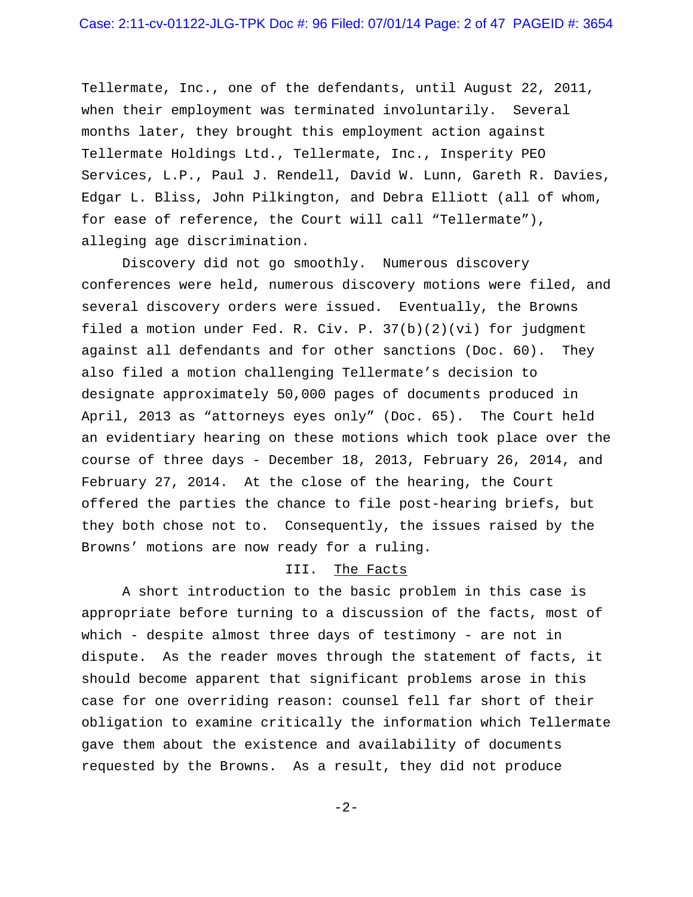Tellermate, Inc., one of the defendants, until August 22, 2011, when their employment was terminated involuntarily. Several months later, they brought this employment action against Tellermate Holdings Ltd., Tellermate, Inc., Insperity PEO Services, L.P., Paul J. Rendell, David W. Lunn, Gareth R. Davies, Edgar L. Bliss, John Pilkington, and Debra Elliott (all of whom, for ease of reference, the Court will call "Tellermate"), alleging age discrimination.

Discovery did not go smoothly. Numerous discovery conferences were held, numerous discovery motions were filed, and several discovery orders were issued. Eventually, the Browns filed a motion under Fed. R. Civ. P. 37(b)(2)(vi) for judgment against all defendants and for other sanctions (Doc. 60). They also filed a motion challenging Tellermate's decision to designate approximately 50,000 pages of documents produced in April, 2013 as "attorneys eyes only" (Doc. 65). The Court held an evidentiary hearing on these motions which took place over the course of three days - December 18, 2013, February 26, 2014, and February 27, 2014. At the close of the hearing, the Court offered the parties the chance to file post-hearing briefs, but they both chose not to. Consequently, the issues raised by the Browns' motions are now ready for a ruling.

## III. The Facts

A short introduction to the basic problem in this case is appropriate before turning to a discussion of the facts, most of which - despite almost three days of testimony - are not in dispute. As the reader moves through the statement of facts, it should become apparent that significant problems arose in this case for one overriding reason: counsel fell far short of their obligation to examine critically the information which Tellermate gave them about the existence and availability of documents requested by the Browns. As a result, they did not produce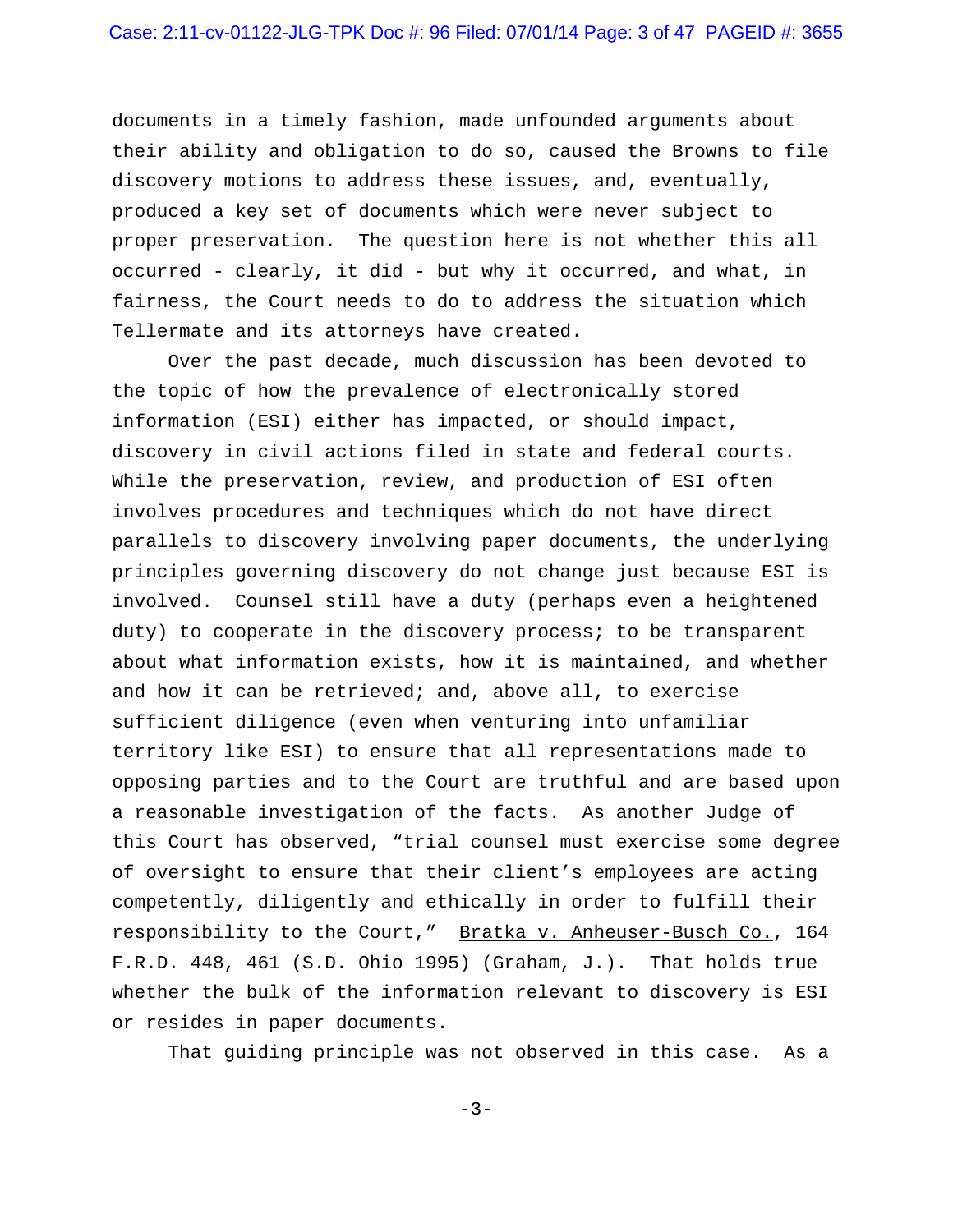documents in a timely fashion, made unfounded arguments about their ability and obligation to do so, caused the Browns to file discovery motions to address these issues, and, eventually, produced a key set of documents which were never subject to proper preservation. The question here is not whether this all occurred - clearly, it did - but why it occurred, and what, in fairness, the Court needs to do to address the situation which Tellermate and its attorneys have created.

Over the past decade, much discussion has been devoted to the topic of how the prevalence of electronically stored information (ESI) either has impacted, or should impact, discovery in civil actions filed in state and federal courts. While the preservation, review, and production of ESI often involves procedures and techniques which do not have direct parallels to discovery involving paper documents, the underlying principles governing discovery do not change just because ESI is involved. Counsel still have a duty (perhaps even a heightened duty) to cooperate in the discovery process; to be transparent about what information exists, how it is maintained, and whether and how it can be retrieved; and, above all, to exercise sufficient diligence (even when venturing into unfamiliar territory like ESI) to ensure that all representations made to opposing parties and to the Court are truthful and are based upon a reasonable investigation of the facts. As another Judge of this Court has observed, "trial counsel must exercise some degree of oversight to ensure that their client's employees are acting competently, diligently and ethically in order to fulfill their responsibility to the Court," Bratka v. Anheuser-Busch Co., 164 F.R.D. 448, 461 (S.D. Ohio 1995) (Graham, J.). That holds true whether the bulk of the information relevant to discovery is ESI or resides in paper documents.

That guiding principle was not observed in this case. As a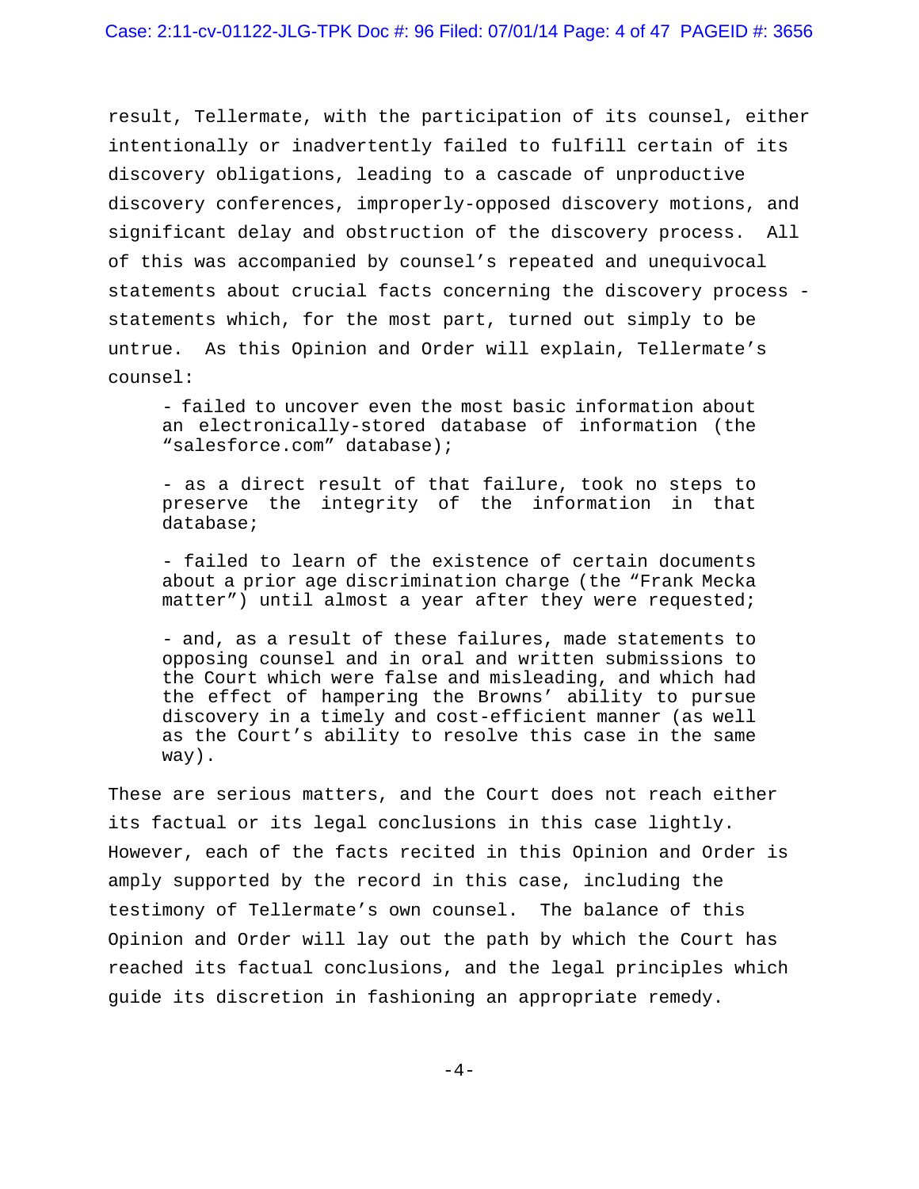result, Tellermate, with the participation of its counsel, either intentionally or inadvertently failed to fulfill certain of its discovery obligations, leading to a cascade of unproductive discovery conferences, improperly-opposed discovery motions, and significant delay and obstruction of the discovery process. All of this was accompanied by counsel's repeated and unequivocal statements about crucial facts concerning the discovery process - statements which, for the most part, turned out simply to be untrue. As this Opinion and Order will explain, Tellermate's counsel:

- failed to uncover even the most basic information about an electronically-stored database of information (the "salesforce.com" database);

- as a direct result of that failure, took no steps to preserve the integrity of the information in that database;

- failed to learn of the existence of certain documents about a prior age discrimination charge (the "Frank Mecka matter") until almost a year after they were requested;

- and, as a result of these failures, made statements to opposing counsel and in oral and written submissions to the Court which were false and misleading, and which had the effect of hampering the Browns' ability to pursue discovery in a timely and cost-efficient manner (as well as the Court's ability to resolve this case in the same way).

These are serious matters, and the Court does not reach either its factual or its legal conclusions in this case lightly. However, each of the facts recited in this Opinion and Order is amply supported by the record in this case, including the testimony of Tellermate's own counsel. The balance of this Opinion and Order will lay out the path by which the Court has reached its factual conclusions, and the legal principles which guide its discretion in fashioning an appropriate remedy.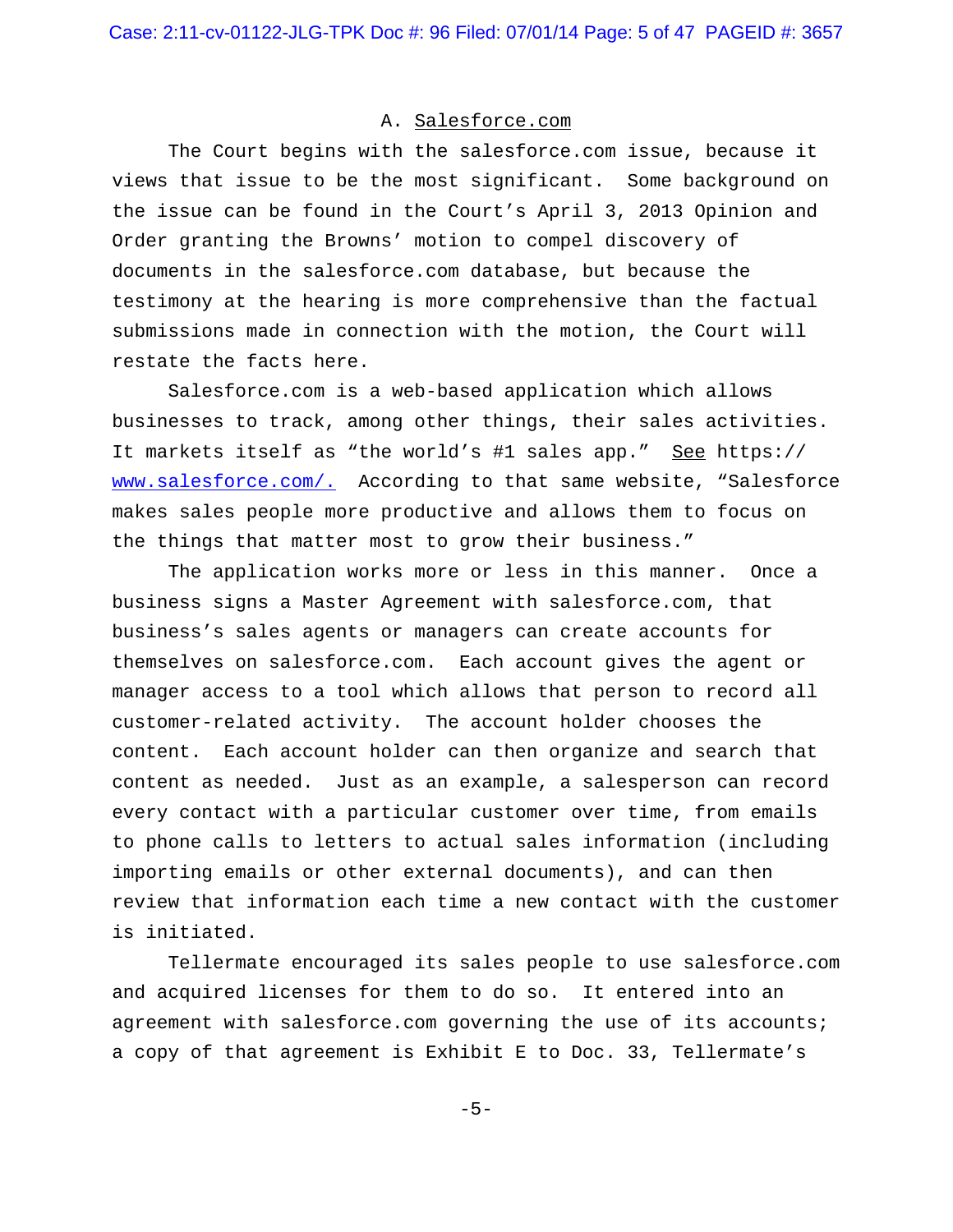## A. Salesforce.com

The Court begins with the salesforce.com issue, because it views that issue to be the most significant. Some background on the issue can be found in the Court's April 3, 2013 Opinion and Order granting the Browns' motion to compel discovery of documents in the salesforce.com database, but because the testimony at the hearing is more comprehensive than the factual submissions made in connection with the motion, the Court will restate the facts here.

Salesforce.com is a web-based application which allows businesses to track, among other things, their sales activities. It markets itself as "the world's #1 sales app." See https://www.salesforce.com/. According to that same website, "Salesforce makes sales people more productive and allows them to focus on the things that matter most to grow their business."

The application works more or less in this manner. Once a business signs a Master Agreement with salesforce.com, that business's sales agents or managers can create accounts for themselves on salesforce.com. Each account gives the agent or manager access to a tool which allows that person to record all customer-related activity. The account holder chooses the content. Each account holder can then organize and search that content as needed. Just as an example, a salesperson can record every contact with a particular customer over time, from emails to phone calls to letters to actual sales information (including importing emails or other external documents), and can then review that information each time a new contact with the customer is initiated.

Tellermate encouraged its sales people to use salesforce.com and acquired licenses for them to do so. It entered into an agreement with salesforce.com governing the use of its accounts; a copy of that agreement is Exhibit E to Doc. 33, Tellermate's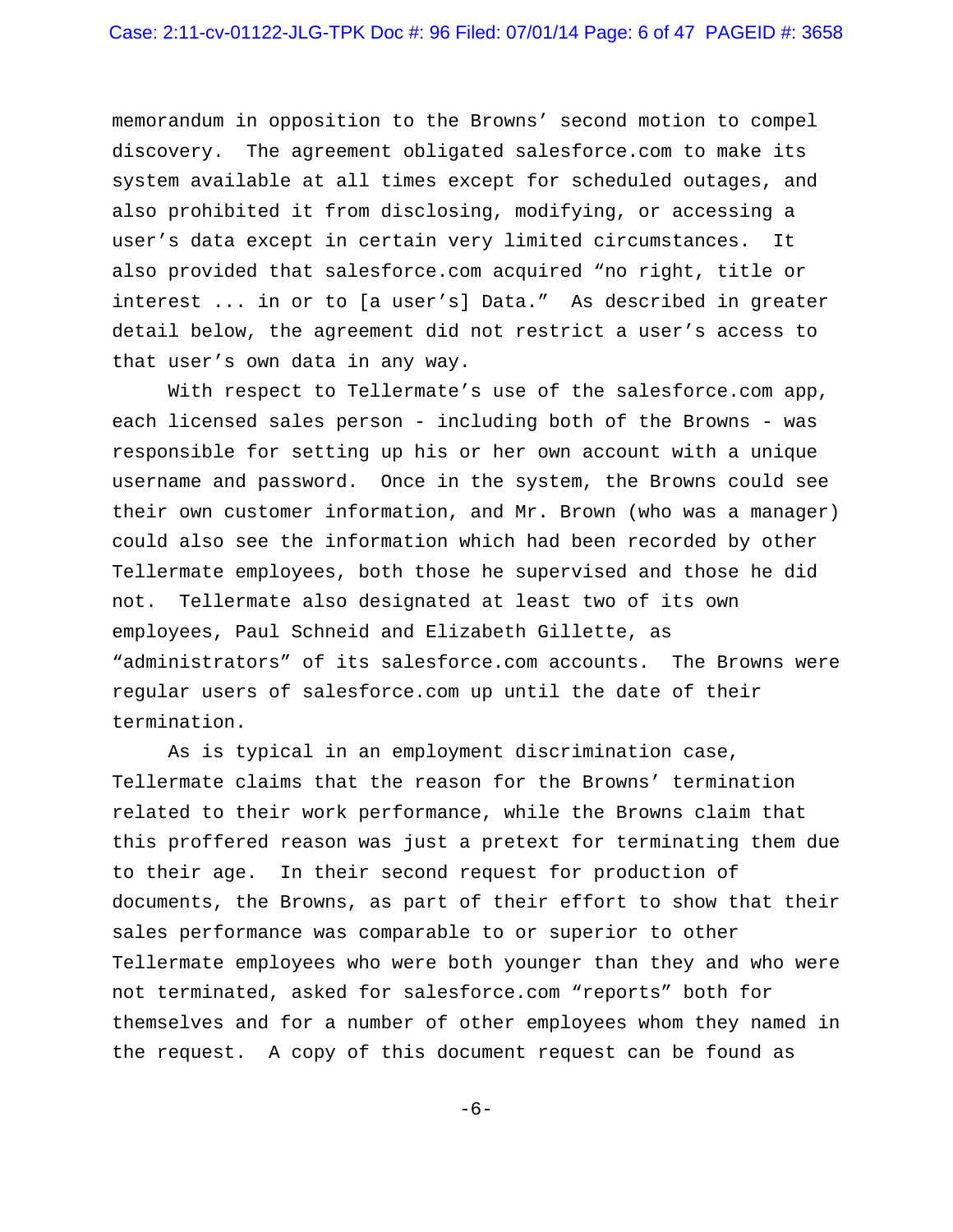memorandum in opposition to the Browns' second motion to compel discovery. The agreement obligated salesforce.com to make its system available at all times except for scheduled outages, and also prohibited it from disclosing, modifying, or accessing a user's data except in certain very limited circumstances. It also provided that salesforce.com acquired "no right, title or interest ... in or to [a user's] Data." As described in greater detail below, the agreement did not restrict a user's access to that user's own data in any way.

With respect to Tellermate's use of the salesforce.com app, each licensed sales person - including both of the Browns - was responsible for setting up his or her own account with a unique username and password. Once in the system, the Browns could see their own customer information, and Mr. Brown (who was a manager) could also see the information which had been recorded by other Tellermate employees, both those he supervised and those he did not. Tellermate also designated at least two of its own employees, Paul Schneid and Elizabeth Gillette, as "administrators" of its salesforce.com accounts. The Browns were regular users of salesforce.com up until the date of their termination.

As is typical in an employment discrimination case, Tellermate claims that the reason for the Browns' termination related to their work performance, while the Browns claim that this proffered reason was just a pretext for terminating them due to their age. In their second request for production of documents, the Browns, as part of their effort to show that their sales performance was comparable to or superior to other Tellermate employees who were both younger than they and who were not terminated, asked for salesforce.com "reports" both for themselves and for a number of other employees whom they named in the request. A copy of this document request can be found as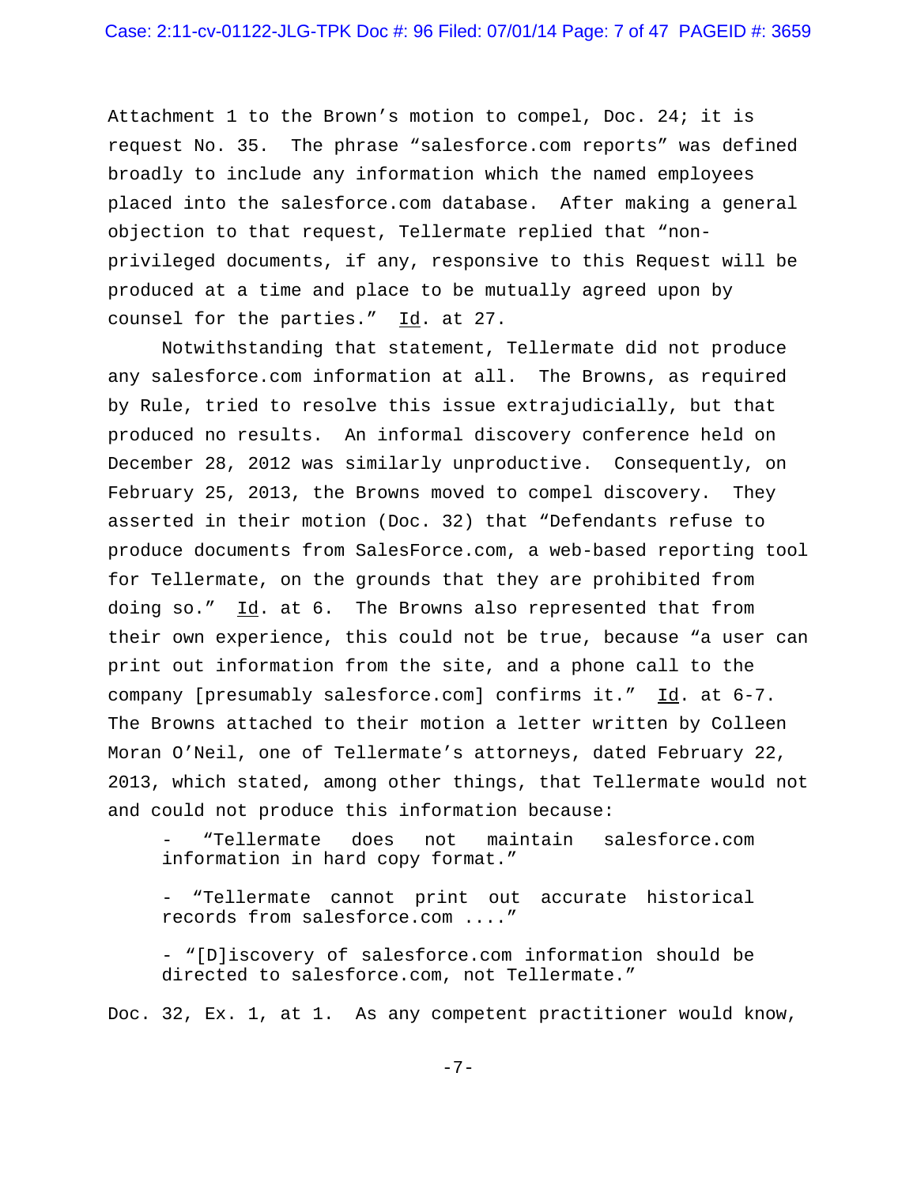Attachment 1 to the Brown's motion to compel, Doc. 24; it is request No. 35. The phrase "salesforce.com reports" was defined broadly to include any information which the named employees placed into the salesforce.com database. After making a general objection to that request, Tellermate replied that "non-privileged documents, if any, responsive to this Request will be produced at a time and place to be mutually agreed upon by counsel for the parties." Id. at 27.

Notwithstanding that statement, Tellermate did not produce any salesforce.com information at all. The Browns, as required by Rule, tried to resolve this issue extrajudicially, but that produced no results. An informal discovery conference held on December 28, 2012 was similarly unproductive. Consequently, on February 25, 2013, the Browns moved to compel discovery. They asserted in their motion (Doc. 32) that "Defendants refuse to produce documents from SalesForce.com, a web-based reporting tool for Tellermate, on the grounds that they are prohibited from doing so." Id. at 6. The Browns also represented that from their own experience, this could not be true, because "a user can print out information from the site, and a phone call to the company [presumably salesforce.com] confirms it." Id. at 6-7. The Browns attached to their motion a letter written by Colleen Moran O'Neil, one of Tellermate's attorneys, dated February 22, 2013, which stated, among other things, that Tellermate would not and could not produce this information because:

- "Tellermate does not maintain salesforce.com information in hard copy format."

- "Tellermate cannot print out accurate historical records from salesforce.com ...."

- "[D]iscovery of salesforce.com information should be directed to salesforce.com, not Tellermate."

Doc. 32, Ex. 1, at 1. As any competent practitioner would know,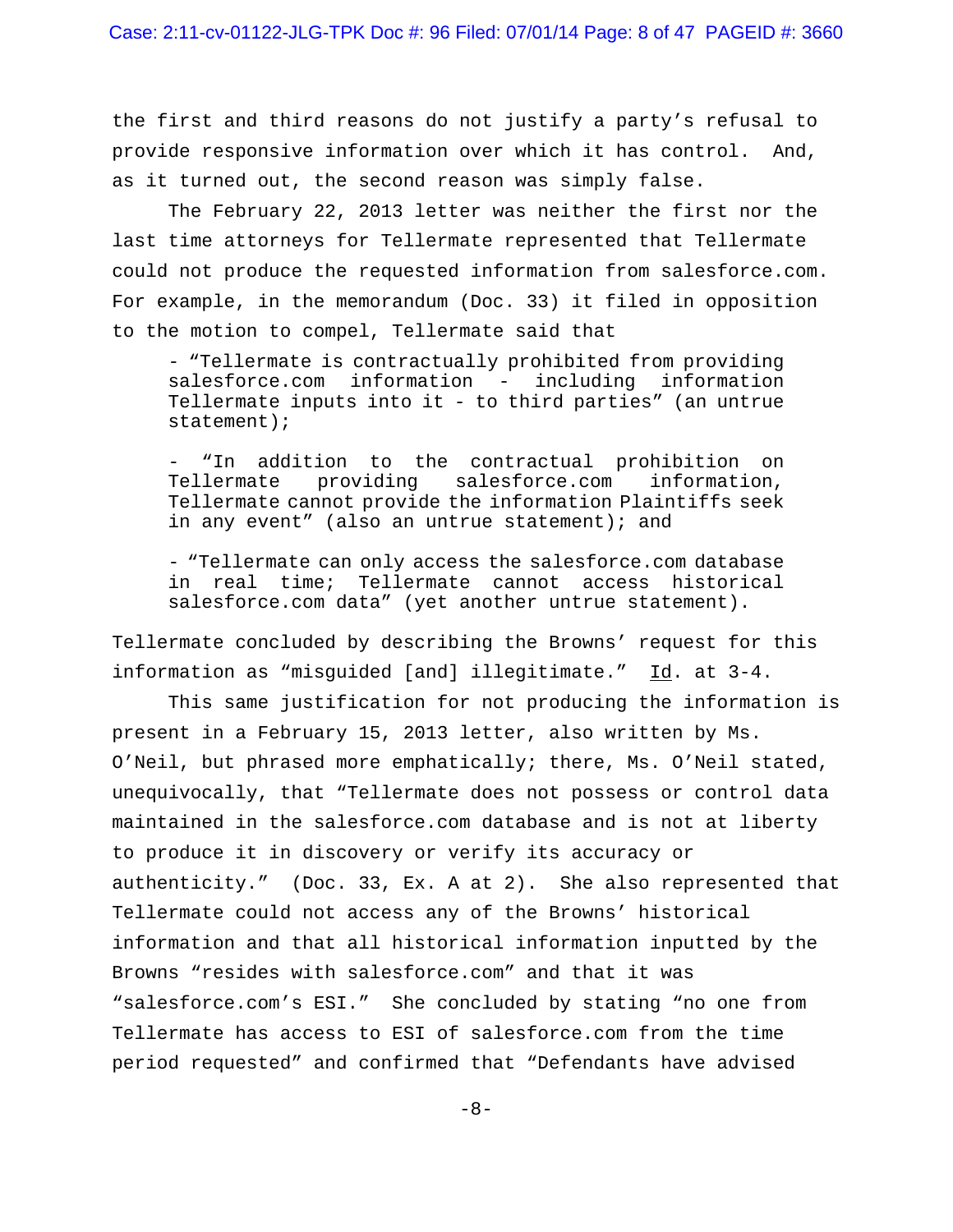the first and third reasons do not justify a party's refusal to provide responsive information over which it has control. And, as it turned out, the second reason was simply false.

The February 22, 2013 letter was neither the first nor the last time attorneys for Tellermate represented that Tellermate could not produce the requested information from salesforce.com. For example, in the memorandum (Doc. 33) it filed in opposition to the motion to compel, Tellermate said that

> - "Tellermate is contractually prohibited from providing salesforce.com information - including information Tellermate inputs into it - to third parties" (an untrue statement);
>
> - "In addition to the contractual prohibition on Tellermate providing salesforce.com information, Tellermate cannot provide the information Plaintiffs seek in any event" (also an untrue statement); and
>
> - "Tellermate can only access the salesforce.com database in real time; Tellermate cannot access historical salesforce.com data" (yet another untrue statement).

Tellermate concluded by describing the Browns' request for this information as "misguided [and] illegitimate." Id. at 3-4.

This same justification for not producing the information is present in a February 15, 2013 letter, also written by Ms. O'Neil, but phrased more emphatically; there, Ms. O'Neil stated, unequivocally, that "Tellermate does not possess or control data maintained in the salesforce.com database and is not at liberty to produce it in discovery or verify its accuracy or authenticity." (Doc. 33, Ex. A at 2). She also represented that Tellermate could not access any of the Browns' historical information and that all historical information inputted by the Browns "resides with salesforce.com" and that it was "salesforce.com's ESI." She concluded by stating "no one from Tellermate has access to ESI of salesforce.com from the time period requested" and confirmed that "Defendants have advised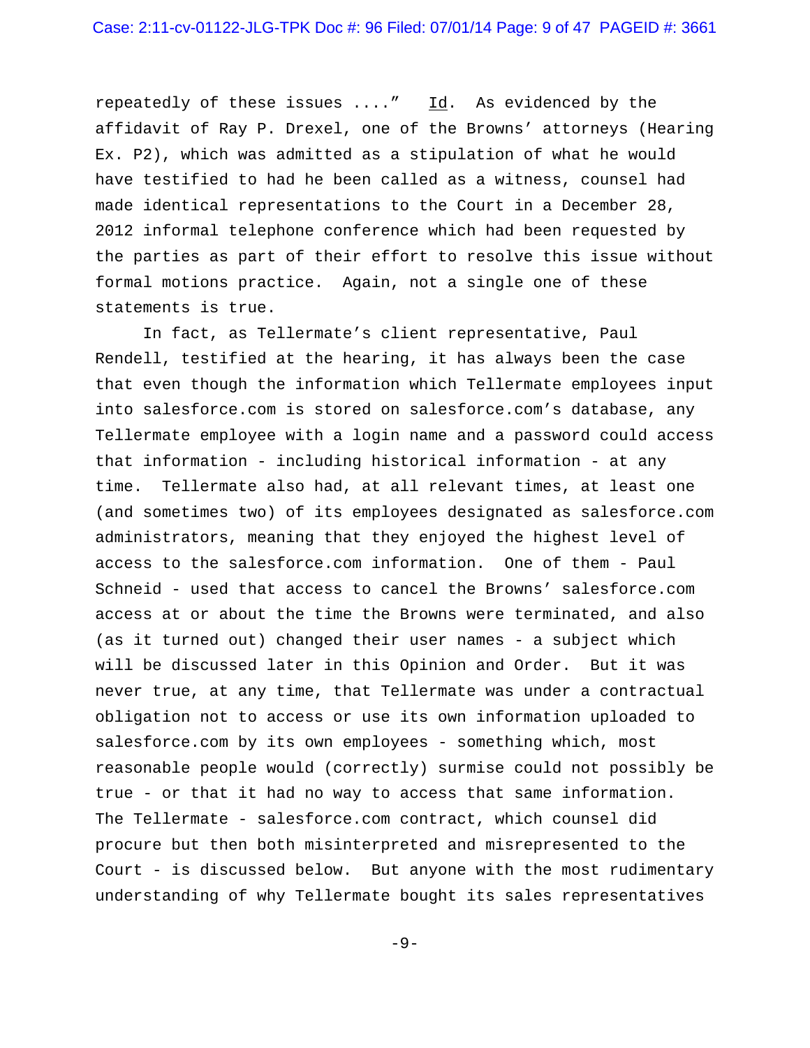repeatedly of these issues ...." Id. As evidenced by the affidavit of Ray P. Drexel, one of the Browns' attorneys (Hearing Ex. P2), which was admitted as a stipulation of what he would have testified to had he been called as a witness, counsel had made identical representations to the Court in a December 28, 2012 informal telephone conference which had been requested by the parties as part of their effort to resolve this issue without formal motions practice. Again, not a single one of these statements is true.

In fact, as Tellermate's client representative, Paul Rendell, testified at the hearing, it has always been the case that even though the information which Tellermate employees input into salesforce.com is stored on salesforce.com's database, any Tellermate employee with a login name and a password could access that information - including historical information - at any time. Tellermate also had, at all relevant times, at least one (and sometimes two) of its employees designated as salesforce.com administrators, meaning that they enjoyed the highest level of access to the salesforce.com information. One of them - Paul Schneid - used that access to cancel the Browns' salesforce.com access at or about the time the Browns were terminated, and also (as it turned out) changed their user names - a subject which will be discussed later in this Opinion and Order. But it was never true, at any time, that Tellermate was under a contractual obligation not to access or use its own information uploaded to salesforce.com by its own employees - something which, most reasonable people would (correctly) surmise could not possibly be true - or that it had no way to access that same information. The Tellermate - salesforce.com contract, which counsel did procure but then both misinterpreted and misrepresented to the Court - is discussed below. But anyone with the most rudimentary understanding of why Tellermate bought its sales representatives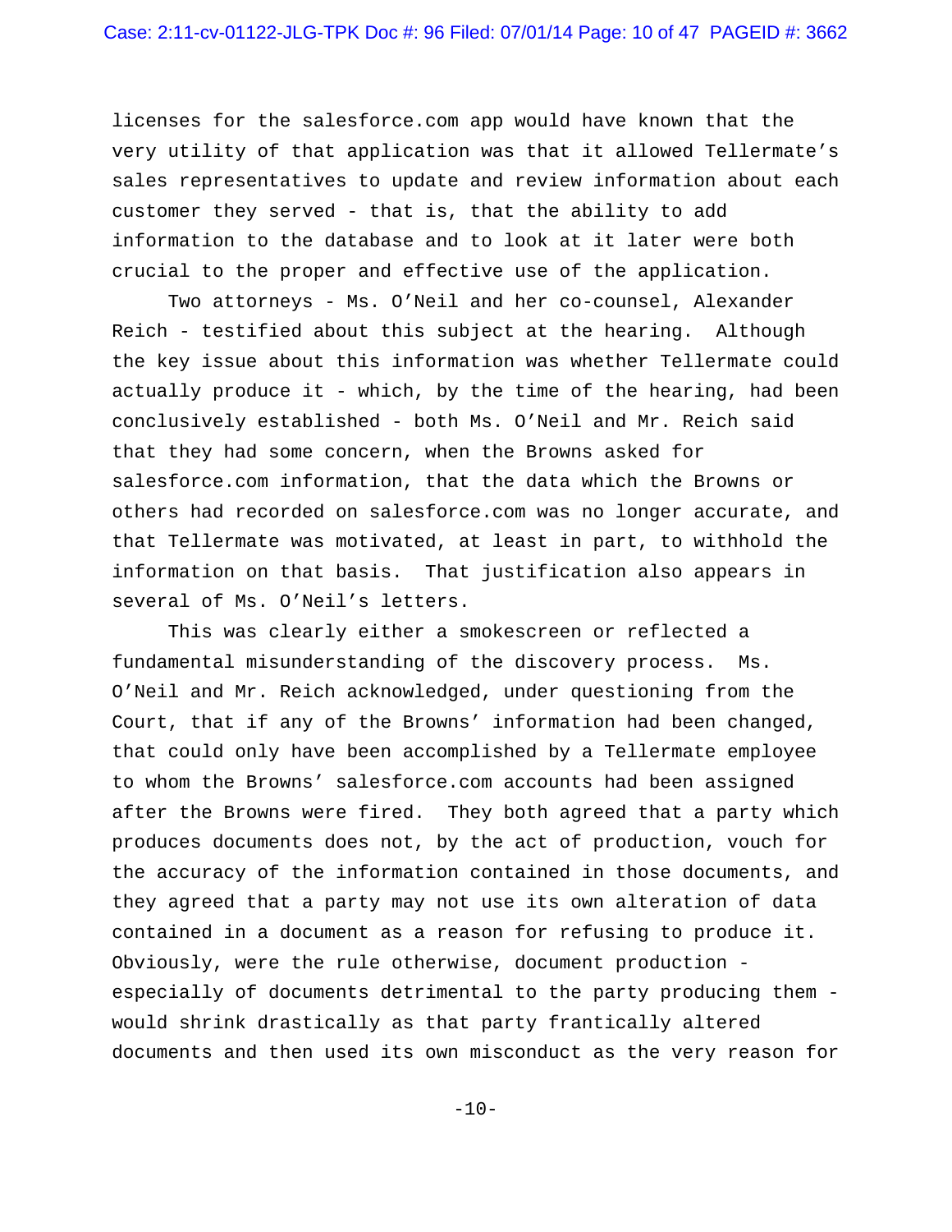licenses for the salesforce.com app would have known that the very utility of that application was that it allowed Tellermate's sales representatives to update and review information about each customer they served - that is, that the ability to add information to the database and to look at it later were both crucial to the proper and effective use of the application.

Two attorneys - Ms. O'Neil and her co-counsel, Alexander Reich - testified about this subject at the hearing. Although the key issue about this information was whether Tellermate could actually produce it - which, by the time of the hearing, had been conclusively established - both Ms. O'Neil and Mr. Reich said that they had some concern, when the Browns asked for salesforce.com information, that the data which the Browns or others had recorded on salesforce.com was no longer accurate, and that Tellermate was motivated, at least in part, to withhold the information on that basis. That justification also appears in several of Ms. O'Neil's letters.

This was clearly either a smokescreen or reflected a fundamental misunderstanding of the discovery process. Ms. O'Neil and Mr. Reich acknowledged, under questioning from the Court, that if any of the Browns' information had been changed, that could only have been accomplished by a Tellermate employee to whom the Browns' salesforce.com accounts had been assigned after the Browns were fired. They both agreed that a party which produces documents does not, by the act of production, vouch for the accuracy of the information contained in those documents, and they agreed that a party may not use its own alteration of data contained in a document as a reason for refusing to produce it. Obviously, were the rule otherwise, document production - especially of documents detrimental to the party producing them - would shrink drastically as that party frantically altered documents and then used its own misconduct as the very reason for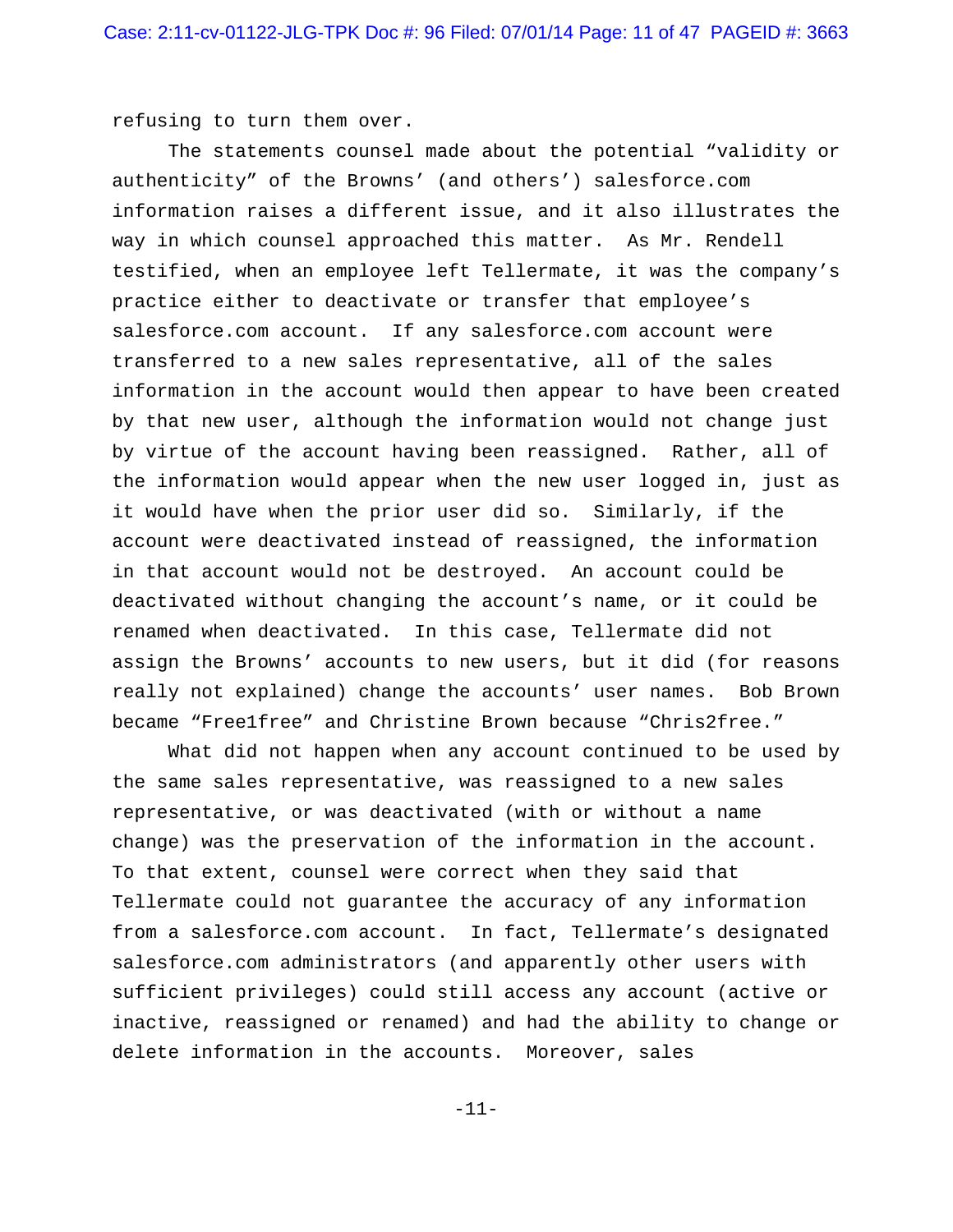refusing to turn them over.

The statements counsel made about the potential "validity or authenticity" of the Browns' (and others') salesforce.com information raises a different issue, and it also illustrates the way in which counsel approached this matter. As Mr. Rendell testified, when an employee left Tellermate, it was the company's practice either to deactivate or transfer that employee's salesforce.com account. If any salesforce.com account were transferred to a new sales representative, all of the sales information in the account would then appear to have been created by that new user, although the information would not change just by virtue of the account having been reassigned. Rather, all of the information would appear when the new user logged in, just as it would have when the prior user did so. Similarly, if the account were deactivated instead of reassigned, the information in that account would not be destroyed. An account could be deactivated without changing the account's name, or it could be renamed when deactivated. In this case, Tellermate did not assign the Browns' accounts to new users, but it did (for reasons really not explained) change the accounts' user names. Bob Brown became "Free1free" and Christine Brown because "Chris2free."

What did not happen when any account continued to be used by the same sales representative, was reassigned to a new sales representative, or was deactivated (with or without a name change) was the preservation of the information in the account. To that extent, counsel were correct when they said that Tellermate could not guarantee the accuracy of any information from a salesforce.com account. In fact, Tellermate's designated salesforce.com administrators (and apparently other users with sufficient privileges) could still access any account (active or inactive, reassigned or renamed) and had the ability to change or delete information in the accounts. Moreover, sales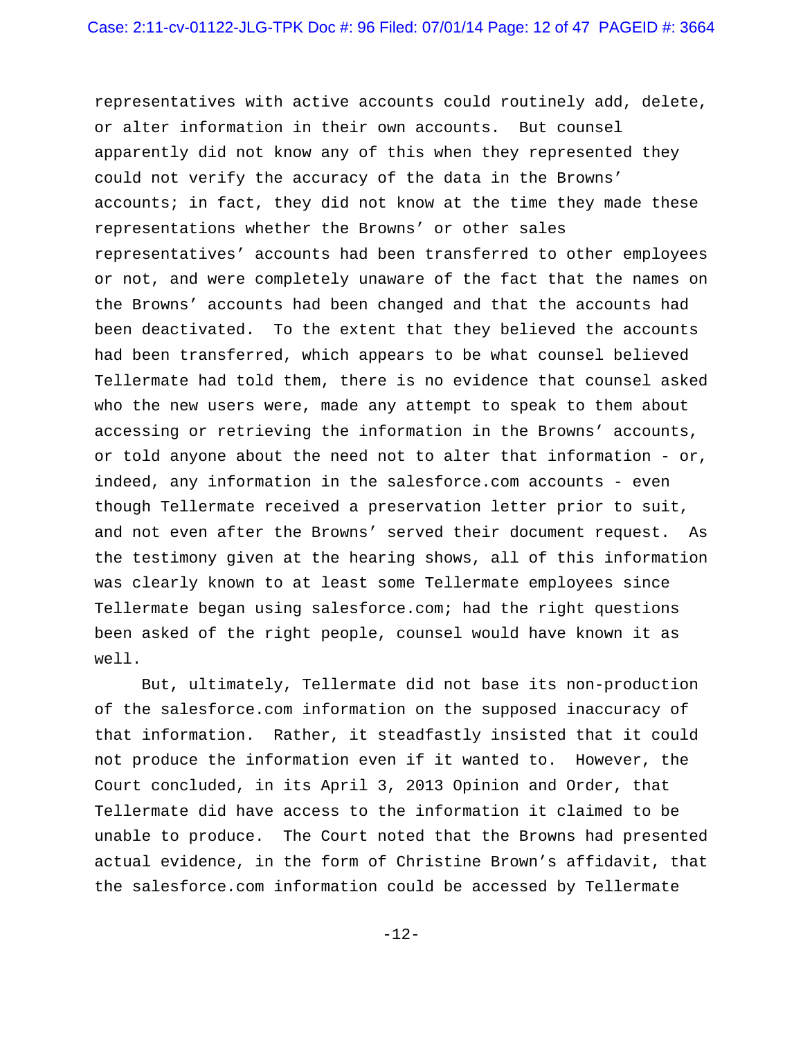representatives with active accounts could routinely add, delete, or alter information in their own accounts. But counsel apparently did not know any of this when they represented they could not verify the accuracy of the data in the Browns' accounts; in fact, they did not know at the time they made these representations whether the Browns' or other sales representatives' accounts had been transferred to other employees or not, and were completely unaware of the fact that the names on the Browns' accounts had been changed and that the accounts had been deactivated. To the extent that they believed the accounts had been transferred, which appears to be what counsel believed Tellermate had told them, there is no evidence that counsel asked who the new users were, made any attempt to speak to them about accessing or retrieving the information in the Browns' accounts, or told anyone about the need not to alter that information - or, indeed, any information in the salesforce.com accounts - even though Tellermate received a preservation letter prior to suit, and not even after the Browns' served their document request. As the testimony given at the hearing shows, all of this information was clearly known to at least some Tellermate employees since Tellermate began using salesforce.com; had the right questions been asked of the right people, counsel would have known it as well.

But, ultimately, Tellermate did not base its non-production of the salesforce.com information on the supposed inaccuracy of that information. Rather, it steadfastly insisted that it could not produce the information even if it wanted to. However, the Court concluded, in its April 3, 2013 Opinion and Order, that Tellermate did have access to the information it claimed to be unable to produce. The Court noted that the Browns had presented actual evidence, in the form of Christine Brown's affidavit, that the salesforce.com information could be accessed by Tellermate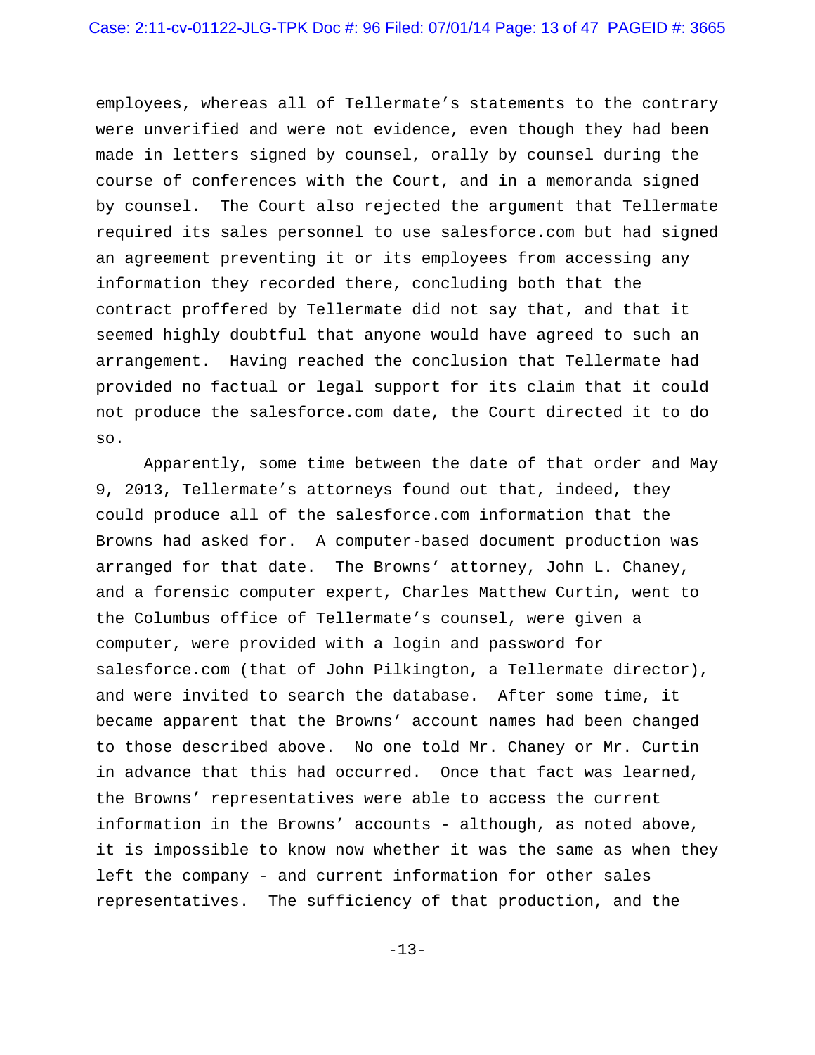employees, whereas all of Tellermate's statements to the contrary were unverified and were not evidence, even though they had been made in letters signed by counsel, orally by counsel during the course of conferences with the Court, and in a memoranda signed by counsel. The Court also rejected the argument that Tellermate required its sales personnel to use salesforce.com but had signed an agreement preventing it or its employees from accessing any information they recorded there, concluding both that the contract proffered by Tellermate did not say that, and that it seemed highly doubtful that anyone would have agreed to such an arrangement. Having reached the conclusion that Tellermate had provided no factual or legal support for its claim that it could not produce the salesforce.com date, the Court directed it to do so.

Apparently, some time between the date of that order and May 9, 2013, Tellermate's attorneys found out that, indeed, they could produce all of the salesforce.com information that the Browns had asked for. A computer-based document production was arranged for that date. The Browns' attorney, John L. Chaney, and a forensic computer expert, Charles Matthew Curtin, went to the Columbus office of Tellermate's counsel, were given a computer, were provided with a login and password for salesforce.com (that of John Pilkington, a Tellermate director), and were invited to search the database. After some time, it became apparent that the Browns' account names had been changed to those described above. No one told Mr. Chaney or Mr. Curtin in advance that this had occurred. Once that fact was learned, the Browns' representatives were able to access the current information in the Browns' accounts - although, as noted above, it is impossible to know now whether it was the same as when they left the company - and current information for other sales representatives. The sufficiency of that production, and the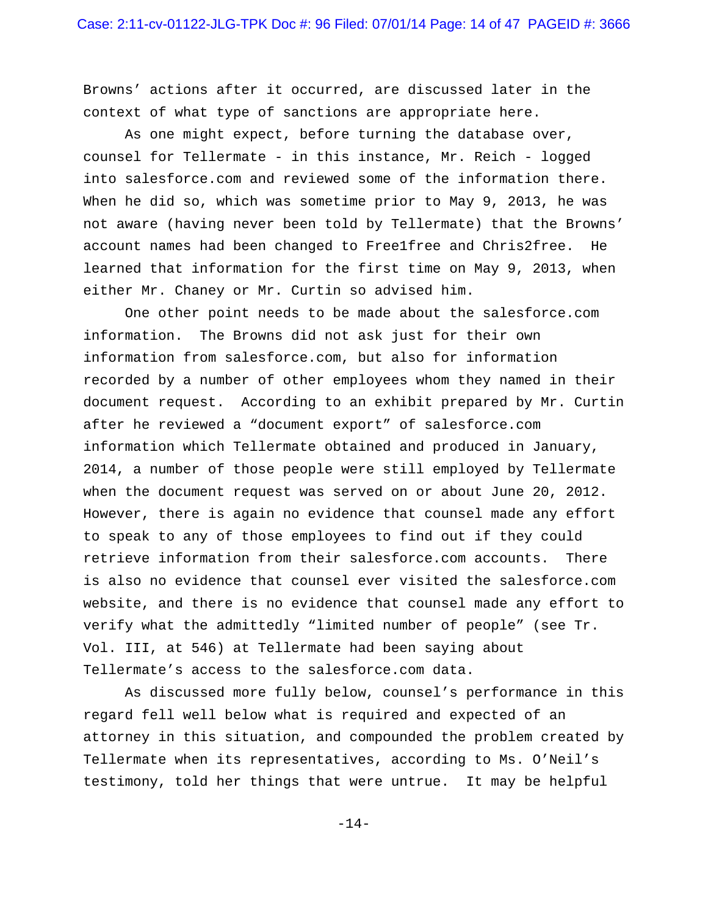Browns' actions after it occurred, are discussed later in the context of what type of sanctions are appropriate here.

As one might expect, before turning the database over, counsel for Tellermate - in this instance, Mr. Reich - logged into salesforce.com and reviewed some of the information there. When he did so, which was sometime prior to May 9, 2013, he was not aware (having never been told by Tellermate) that the Browns' account names had been changed to Free1free and Chris2free. He learned that information for the first time on May 9, 2013, when either Mr. Chaney or Mr. Curtin so advised him.

One other point needs to be made about the salesforce.com information. The Browns did not ask just for their own information from salesforce.com, but also for information recorded by a number of other employees whom they named in their document request. According to an exhibit prepared by Mr. Curtin after he reviewed a "document export" of salesforce.com information which Tellermate obtained and produced in January, 2014, a number of those people were still employed by Tellermate when the document request was served on or about June 20, 2012. However, there is again no evidence that counsel made any effort to speak to any of those employees to find out if they could retrieve information from their salesforce.com accounts. There is also no evidence that counsel ever visited the salesforce.com website, and there is no evidence that counsel made any effort to verify what the admittedly "limited number of people" (see Tr. Vol. III, at 546) at Tellermate had been saying about Tellermate's access to the salesforce.com data.

As discussed more fully below, counsel's performance in this regard fell well below what is required and expected of an attorney in this situation, and compounded the problem created by Tellermate when its representatives, according to Ms. O'Neil's testimony, told her things that were untrue. It may be helpful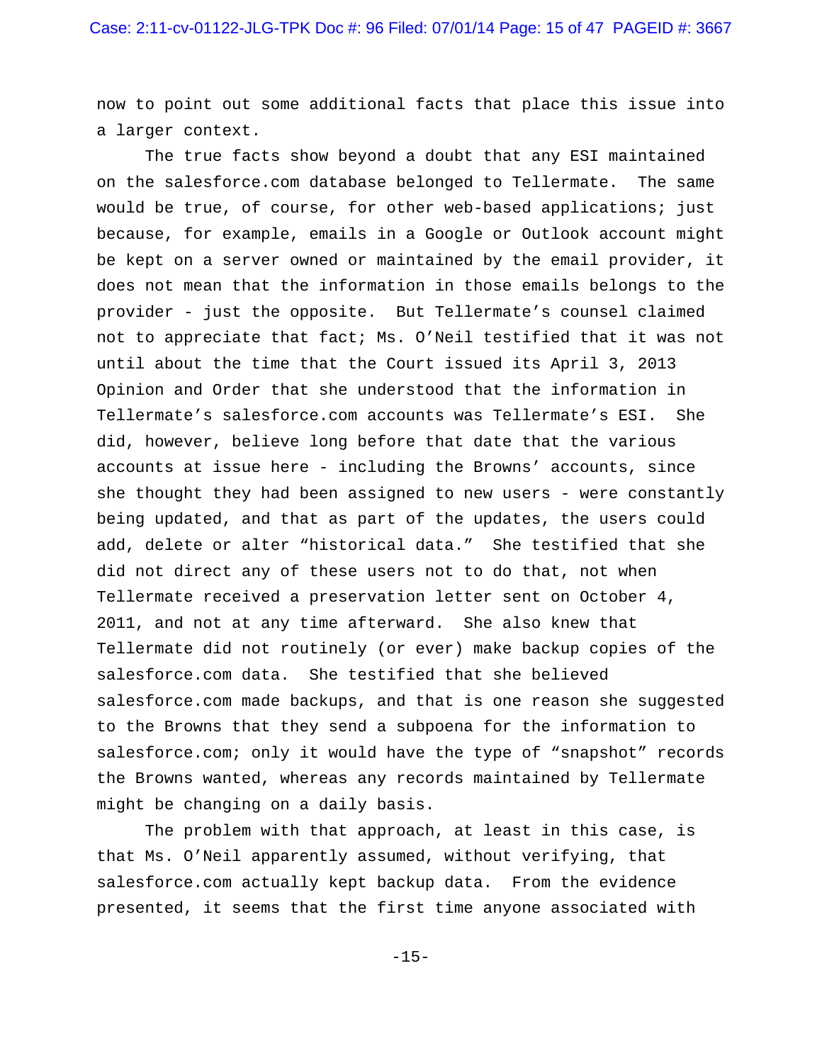now to point out some additional facts that place this issue into a larger context.

The true facts show beyond a doubt that any ESI maintained on the salesforce.com database belonged to Tellermate. The same would be true, of course, for other web-based applications; just because, for example, emails in a Google or Outlook account might be kept on a server owned or maintained by the email provider, it does not mean that the information in those emails belongs to the provider - just the opposite. But Tellermate's counsel claimed not to appreciate that fact; Ms. O'Neil testified that it was not until about the time that the Court issued its April 3, 2013 Opinion and Order that she understood that the information in Tellermate's salesforce.com accounts was Tellermate's ESI. She did, however, believe long before that date that the various accounts at issue here - including the Browns' accounts, since she thought they had been assigned to new users - were constantly being updated, and that as part of the updates, the users could add, delete or alter "historical data." She testified that she did not direct any of these users not to do that, not when Tellermate received a preservation letter sent on October 4, 2011, and not at any time afterward. She also knew that Tellermate did not routinely (or ever) make backup copies of the salesforce.com data. She testified that she believed salesforce.com made backups, and that is one reason she suggested to the Browns that they send a subpoena for the information to salesforce.com; only it would have the type of "snapshot" records the Browns wanted, whereas any records maintained by Tellermate might be changing on a daily basis.

The problem with that approach, at least in this case, is that Ms. O'Neil apparently assumed, without verifying, that salesforce.com actually kept backup data. From the evidence presented, it seems that the first time anyone associated with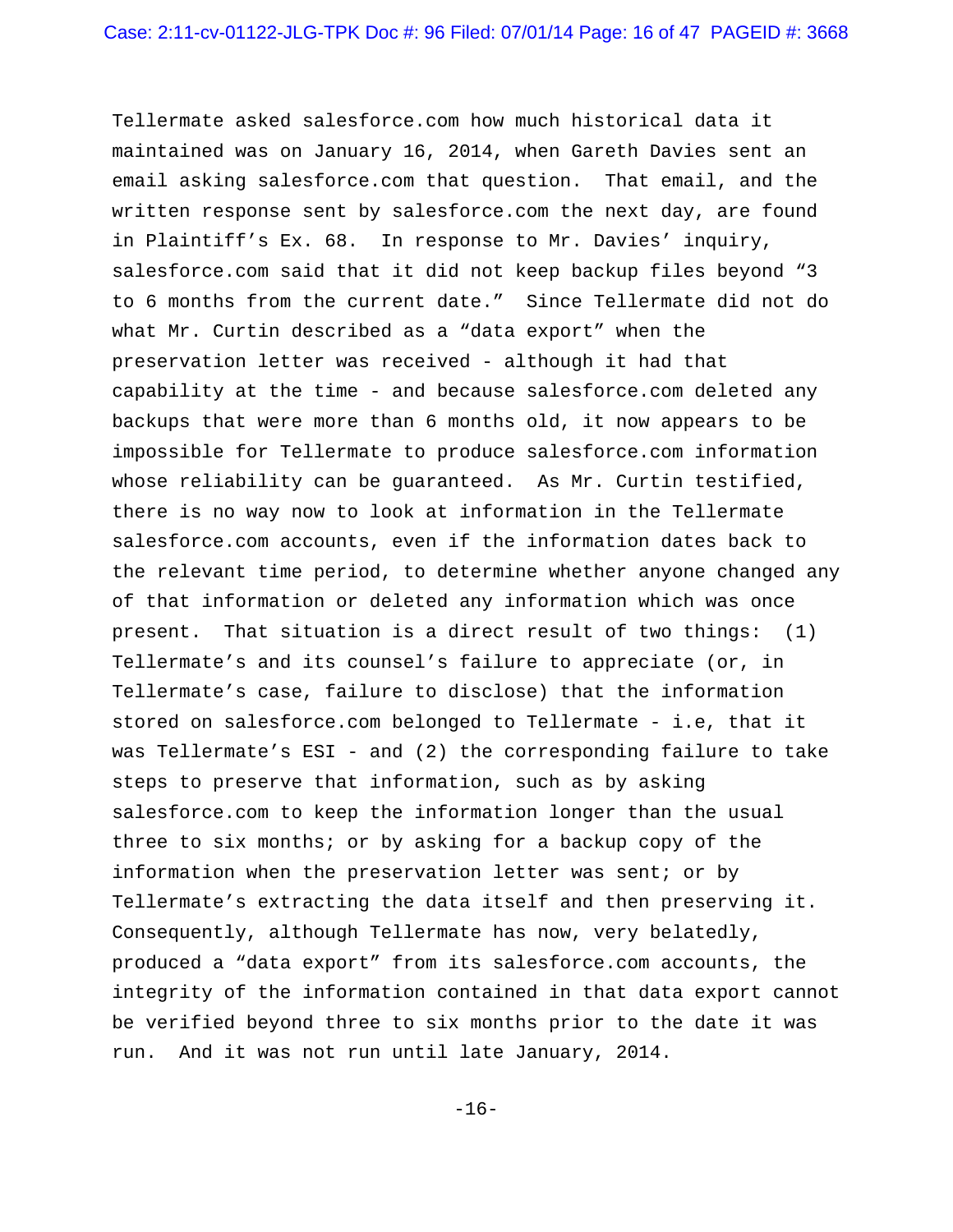Tellermate asked salesforce.com how much historical data it maintained was on January 16, 2014, when Gareth Davies sent an email asking salesforce.com that question. That email, and the written response sent by salesforce.com the next day, are found in Plaintiff's Ex. 68. In response to Mr. Davies' inquiry, salesforce.com said that it did not keep backup files beyond "3 to 6 months from the current date." Since Tellermate did not do what Mr. Curtin described as a "data export" when the preservation letter was received - although it had that capability at the time - and because salesforce.com deleted any backups that were more than 6 months old, it now appears to be impossible for Tellermate to produce salesforce.com information whose reliability can be guaranteed. As Mr. Curtin testified, there is no way now to look at information in the Tellermate salesforce.com accounts, even if the information dates back to the relevant time period, to determine whether anyone changed any of that information or deleted any information which was once present. That situation is a direct result of two things: (1) Tellermate's and its counsel's failure to appreciate (or, in Tellermate's case, failure to disclose) that the information stored on salesforce.com belonged to Tellermate - i.e, that it was Tellermate's ESI - and (2) the corresponding failure to take steps to preserve that information, such as by asking salesforce.com to keep the information longer than the usual three to six months; or by asking for a backup copy of the information when the preservation letter was sent; or by Tellermate's extracting the data itself and then preserving it. Consequently, although Tellermate has now, very belatedly, produced a "data export" from its salesforce.com accounts, the integrity of the information contained in that data export cannot be verified beyond three to six months prior to the date it was run. And it was not run until late January, 2014.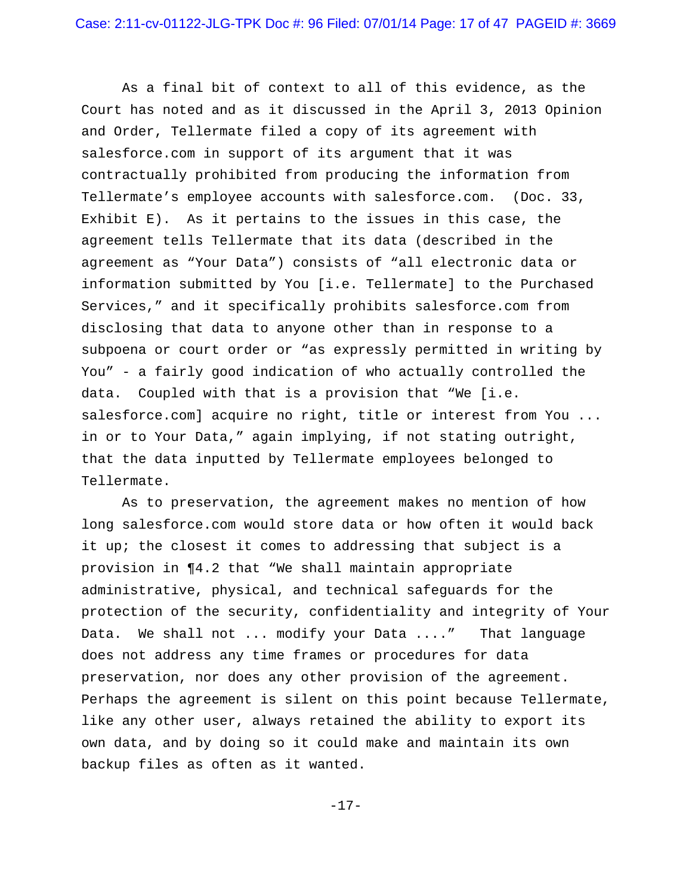As a final bit of context to all of this evidence, as the Court has noted and as it discussed in the April 3, 2013 Opinion and Order, Tellermate filed a copy of its agreement with salesforce.com in support of its argument that it was contractually prohibited from producing the information from Tellermate's employee accounts with salesforce.com. (Doc. 33, Exhibit E). As it pertains to the issues in this case, the agreement tells Tellermate that its data (described in the agreement as "Your Data") consists of "all electronic data or information submitted by You [i.e. Tellermate] to the Purchased Services," and it specifically prohibits salesforce.com from disclosing that data to anyone other than in response to a subpoena or court order or "as expressly permitted in writing by You" - a fairly good indication of who actually controlled the data. Coupled with that is a provision that "We [i.e. salesforce.com] acquire no right, title or interest from You ... in or to Your Data," again implying, if not stating outright, that the data inputted by Tellermate employees belonged to Tellermate.

As to preservation, the agreement makes no mention of how long salesforce.com would store data or how often it would back it up; the closest it comes to addressing that subject is a provision in ¶4.2 that "We shall maintain appropriate administrative, physical, and technical safeguards for the protection of the security, confidentiality and integrity of Your Data. We shall not ... modify your Data ...." That language does not address any time frames or procedures for data preservation, nor does any other provision of the agreement. Perhaps the agreement is silent on this point because Tellermate, like any other user, always retained the ability to export its own data, and by doing so it could make and maintain its own backup files as often as it wanted.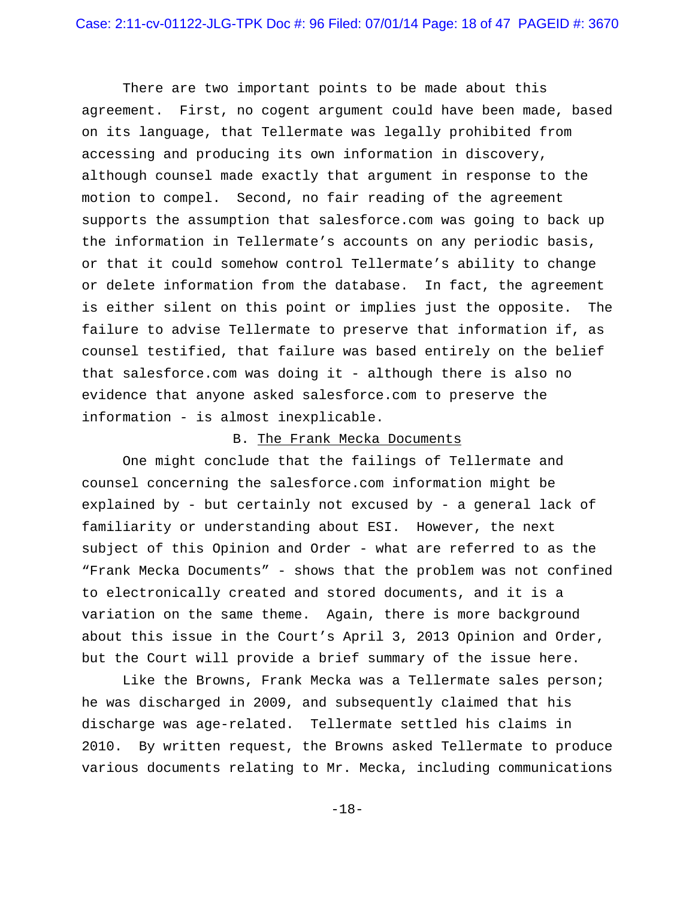There are two important points to be made about this agreement. First, no cogent argument could have been made, based on its language, that Tellermate was legally prohibited from accessing and producing its own information in discovery, although counsel made exactly that argument in response to the motion to compel. Second, no fair reading of the agreement supports the assumption that salesforce.com was going to back up the information in Tellermate's accounts on any periodic basis, or that it could somehow control Tellermate's ability to change or delete information from the database. In fact, the agreement is either silent on this point or implies just the opposite. The failure to advise Tellermate to preserve that information if, as counsel testified, that failure was based entirely on the belief that salesforce.com was doing it - although there is also no evidence that anyone asked salesforce.com to preserve the information - is almost inexplicable.

### B. The Frank Mecka Documents

One might conclude that the failings of Tellermate and counsel concerning the salesforce.com information might be explained by - but certainly not excused by - a general lack of familiarity or understanding about ESI. However, the next subject of this Opinion and Order - what are referred to as the "Frank Mecka Documents" - shows that the problem was not confined to electronically created and stored documents, and it is a variation on the same theme. Again, there is more background about this issue in the Court's April 3, 2013 Opinion and Order, but the Court will provide a brief summary of the issue here.

Like the Browns, Frank Mecka was a Tellermate sales person; he was discharged in 2009, and subsequently claimed that his discharge was age-related. Tellermate settled his claims in 2010. By written request, the Browns asked Tellermate to produce various documents relating to Mr. Mecka, including communications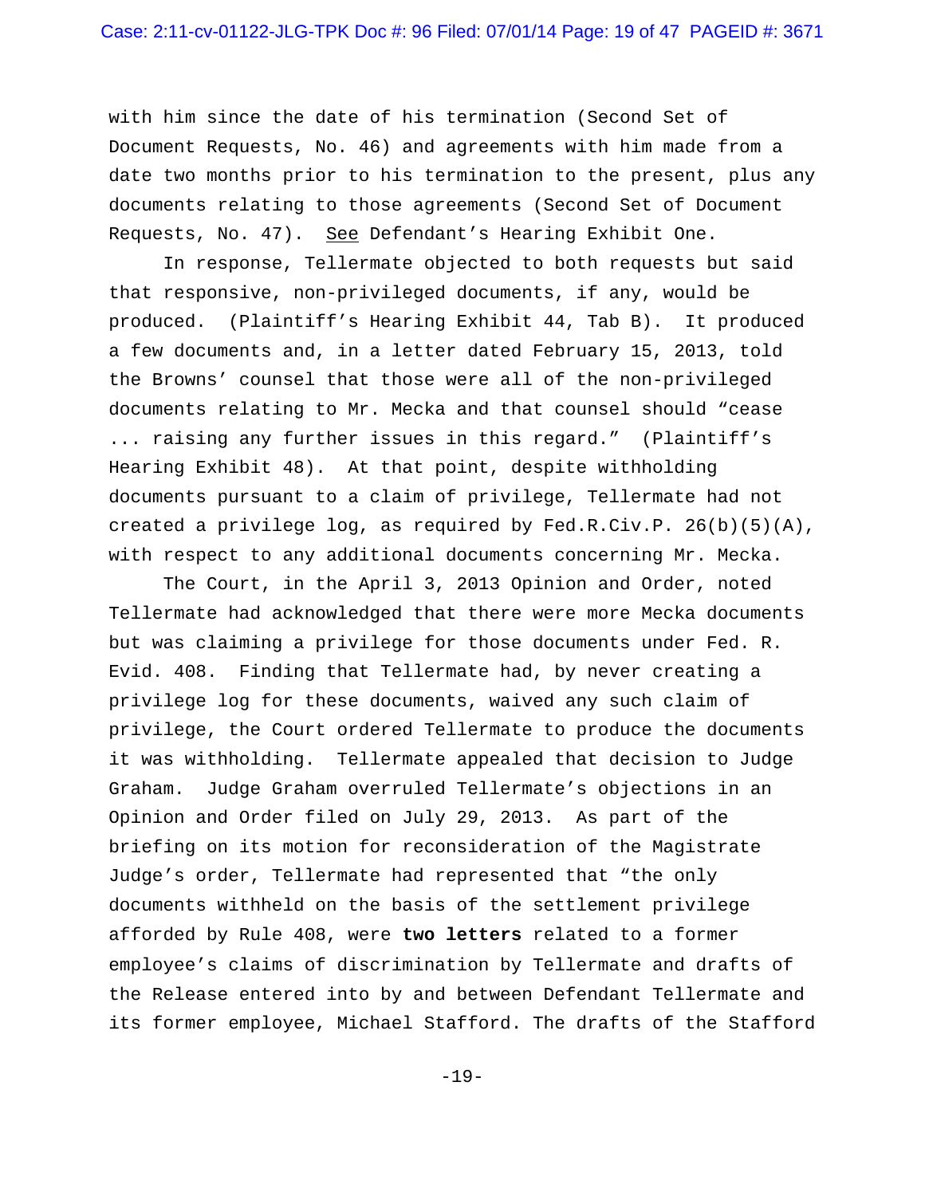with him since the date of his termination (Second Set of Document Requests, No. 46) and agreements with him made from a date two months prior to his termination to the present, plus any documents relating to those agreements (Second Set of Document Requests, No. 47). See Defendant's Hearing Exhibit One.

In response, Tellermate objected to both requests but said that responsive, non-privileged documents, if any, would be produced. (Plaintiff's Hearing Exhibit 44, Tab B). It produced a few documents and, in a letter dated February 15, 2013, told the Browns' counsel that those were all of the non-privileged documents relating to Mr. Mecka and that counsel should "cease ... raising any further issues in this regard." (Plaintiff's Hearing Exhibit 48). At that point, despite withholding documents pursuant to a claim of privilege, Tellermate had not created a privilege log, as required by Fed.R.Civ.P. 26(b)(5)(A), with respect to any additional documents concerning Mr. Mecka.

The Court, in the April 3, 2013 Opinion and Order, noted Tellermate had acknowledged that there were more Mecka documents but was claiming a privilege for those documents under Fed. R. Evid. 408. Finding that Tellermate had, by never creating a privilege log for these documents, waived any such claim of privilege, the Court ordered Tellermate to produce the documents it was withholding. Tellermate appealed that decision to Judge Graham. Judge Graham overruled Tellermate's objections in an Opinion and Order filed on July 29, 2013. As part of the briefing on its motion for reconsideration of the Magistrate Judge's order, Tellermate had represented that "the only documents withheld on the basis of the settlement privilege afforded by Rule 408, were **two letters** related to a former employee's claims of discrimination by Tellermate and drafts of the Release entered into by and between Defendant Tellermate and its former employee, Michael Stafford. The drafts of the Stafford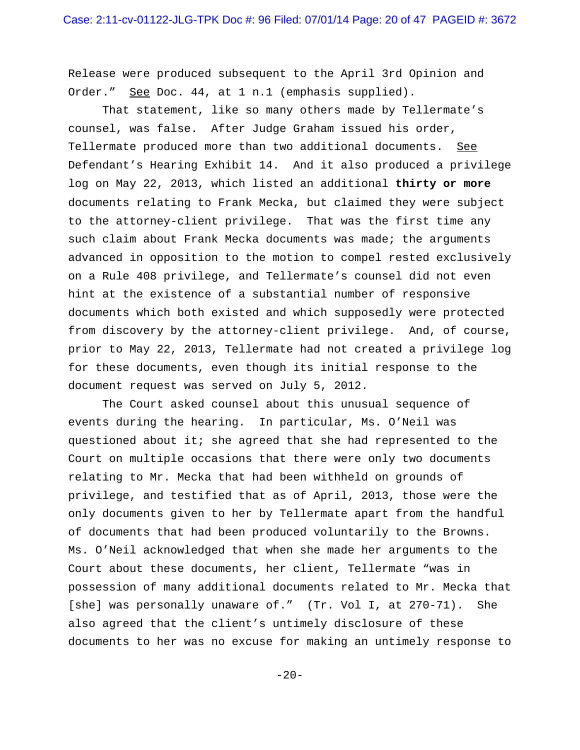Release were produced subsequent to the April 3rd Opinion and Order." See Doc. 44, at 1 n.1 (emphasis supplied).

That statement, like so many others made by Tellermate's counsel, was false. After Judge Graham issued his order, Tellermate produced more than two additional documents. See Defendant's Hearing Exhibit 14. And it also produced a privilege log on May 22, 2013, which listed an additional **thirty or more** documents relating to Frank Mecka, but claimed they were subject to the attorney-client privilege. That was the first time any such claim about Frank Mecka documents was made; the arguments advanced in opposition to the motion to compel rested exclusively on a Rule 408 privilege, and Tellermate's counsel did not even hint at the existence of a substantial number of responsive documents which both existed and which supposedly were protected from discovery by the attorney-client privilege. And, of course, prior to May 22, 2013, Tellermate had not created a privilege log for these documents, even though its initial response to the document request was served on July 5, 2012.

The Court asked counsel about this unusual sequence of events during the hearing. In particular, Ms. O'Neil was questioned about it; she agreed that she had represented to the Court on multiple occasions that there were only two documents relating to Mr. Mecka that had been withheld on grounds of privilege, and testified that as of April, 2013, those were the only documents given to her by Tellermate apart from the handful of documents that had been produced voluntarily to the Browns. Ms. O'Neil acknowledged that when she made her arguments to the Court about these documents, her client, Tellermate "was in possession of many additional documents related to Mr. Mecka that [she] was personally unaware of." (Tr. Vol I, at 270-71). She also agreed that the client's untimely disclosure of these documents to her was no excuse for making an untimely response to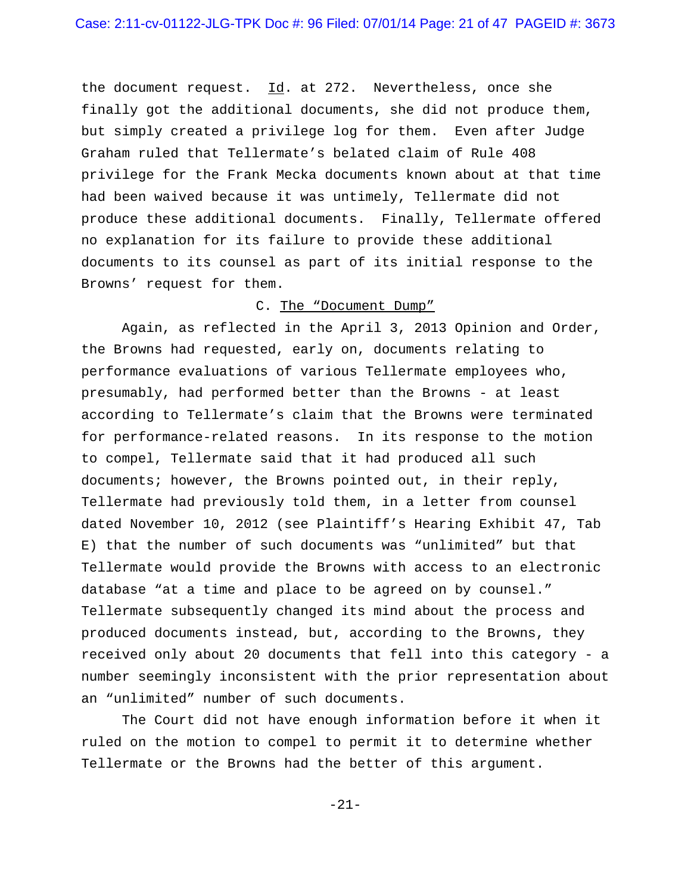the document request. Id. at 272. Nevertheless, once she finally got the additional documents, she did not produce them, but simply created a privilege log for them. Even after Judge Graham ruled that Tellermate's belated claim of Rule 408 privilege for the Frank Mecka documents known about at that time had been waived because it was untimely, Tellermate did not produce these additional documents. Finally, Tellermate offered no explanation for its failure to provide these additional documents to its counsel as part of its initial response to the Browns' request for them.

### C. The "Document Dump"

Again, as reflected in the April 3, 2013 Opinion and Order, the Browns had requested, early on, documents relating to performance evaluations of various Tellermate employees who, presumably, had performed better than the Browns - at least according to Tellermate's claim that the Browns were terminated for performance-related reasons. In its response to the motion to compel, Tellermate said that it had produced all such documents; however, the Browns pointed out, in their reply, Tellermate had previously told them, in a letter from counsel dated November 10, 2012 (see Plaintiff's Hearing Exhibit 47, Tab E) that the number of such documents was "unlimited" but that Tellermate would provide the Browns with access to an electronic database "at a time and place to be agreed on by counsel." Tellermate subsequently changed its mind about the process and produced documents instead, but, according to the Browns, they received only about 20 documents that fell into this category - a number seemingly inconsistent with the prior representation about an "unlimited" number of such documents.

The Court did not have enough information before it when it ruled on the motion to compel to permit it to determine whether Tellermate or the Browns had the better of this argument.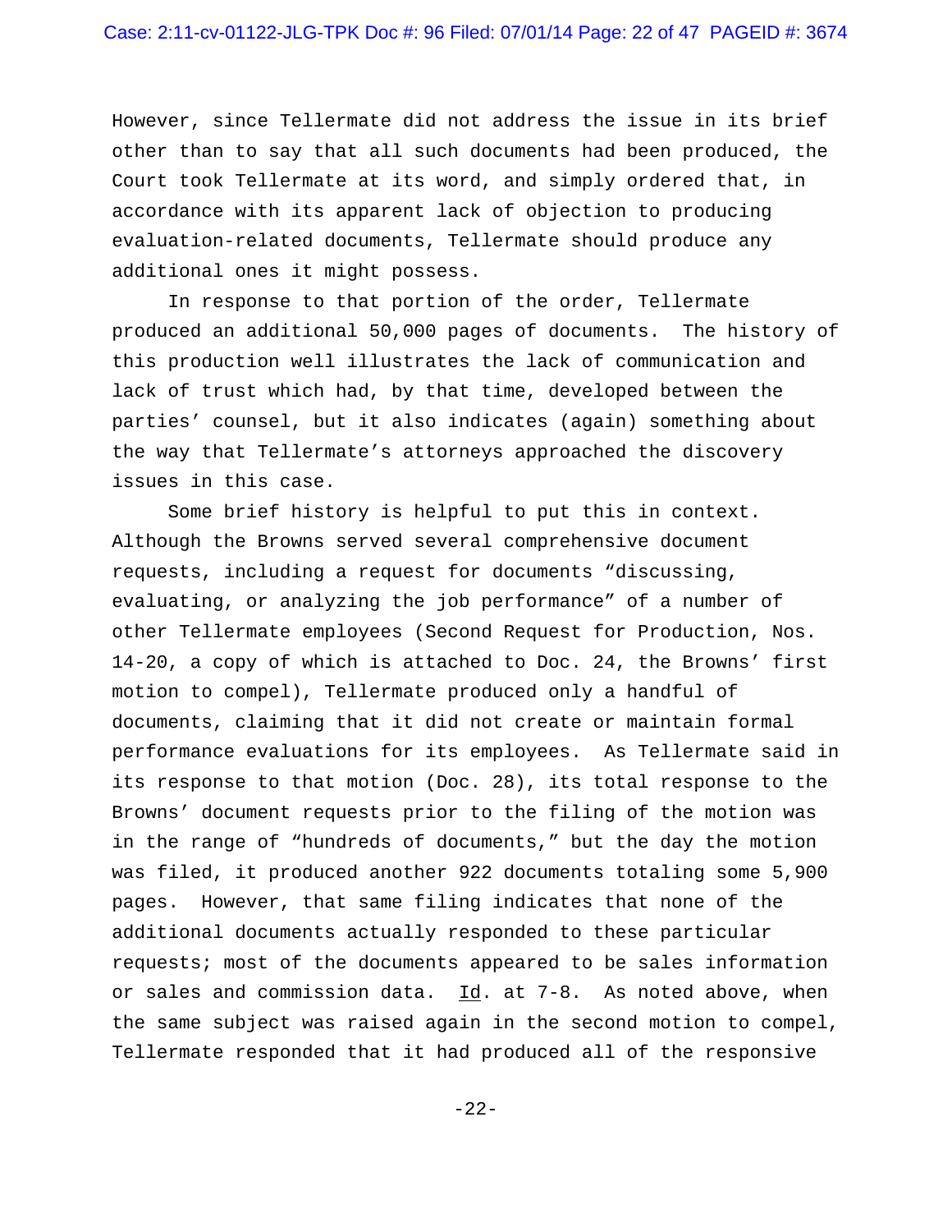However, since Tellermate did not address the issue in its brief other than to say that all such documents had been produced, the Court took Tellermate at its word, and simply ordered that, in accordance with its apparent lack of objection to producing evaluation-related documents, Tellermate should produce any additional ones it might possess.

In response to that portion of the order, Tellermate produced an additional 50,000 pages of documents. The history of this production well illustrates the lack of communication and lack of trust which had, by that time, developed between the parties' counsel, but it also indicates (again) something about the way that Tellermate's attorneys approached the discovery issues in this case.

Some brief history is helpful to put this in context. Although the Browns served several comprehensive document requests, including a request for documents "discussing, evaluating, or analyzing the job performance" of a number of other Tellermate employees (Second Request for Production, Nos. 14-20, a copy of which is attached to Doc. 24, the Browns' first motion to compel), Tellermate produced only a handful of documents, claiming that it did not create or maintain formal performance evaluations for its employees. As Tellermate said in its response to that motion (Doc. 28), its total response to the Browns' document requests prior to the filing of the motion was in the range of "hundreds of documents," but the day the motion was filed, it produced another 922 documents totaling some 5,900 pages. However, that same filing indicates that none of the additional documents actually responded to these particular requests; most of the documents appeared to be sales information or sales and commission data. Id. at 7-8. As noted above, when the same subject was raised again in the second motion to compel, Tellermate responded that it had produced all of the responsive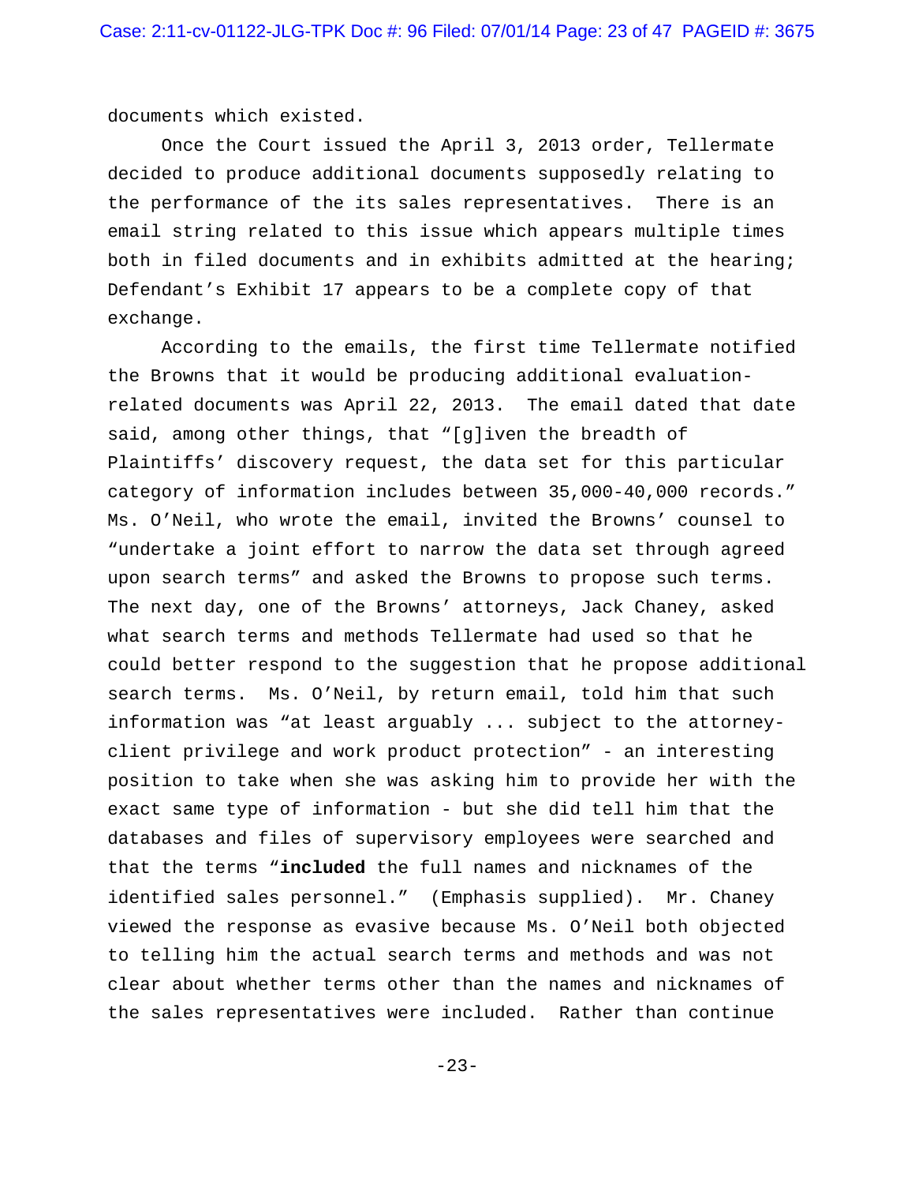documents which existed.

Once the Court issued the April 3, 2013 order, Tellermate decided to produce additional documents supposedly relating to the performance of the its sales representatives. There is an email string related to this issue which appears multiple times both in filed documents and in exhibits admitted at the hearing; Defendant's Exhibit 17 appears to be a complete copy of that exchange.

According to the emails, the first time Tellermate notified the Browns that it would be producing additional evaluation-related documents was April 22, 2013. The email dated that date said, among other things, that "[g]iven the breadth of Plaintiffs' discovery request, the data set for this particular category of information includes between 35,000-40,000 records." Ms. O'Neil, who wrote the email, invited the Browns' counsel to "undertake a joint effort to narrow the data set through agreed upon search terms" and asked the Browns to propose such terms. The next day, one of the Browns' attorneys, Jack Chaney, asked what search terms and methods Tellermate had used so that he could better respond to the suggestion that he propose additional search terms. Ms. O'Neil, by return email, told him that such information was "at least arguably ... subject to the attorney-client privilege and work product protection" - an interesting position to take when she was asking him to provide her with the exact same type of information - but she did tell him that the databases and files of supervisory employees were searched and that the terms "**included** the full names and nicknames of the identified sales personnel." (Emphasis supplied). Mr. Chaney viewed the response as evasive because Ms. O'Neil both objected to telling him the actual search terms and methods and was not clear about whether terms other than the names and nicknames of the sales representatives were included. Rather than continue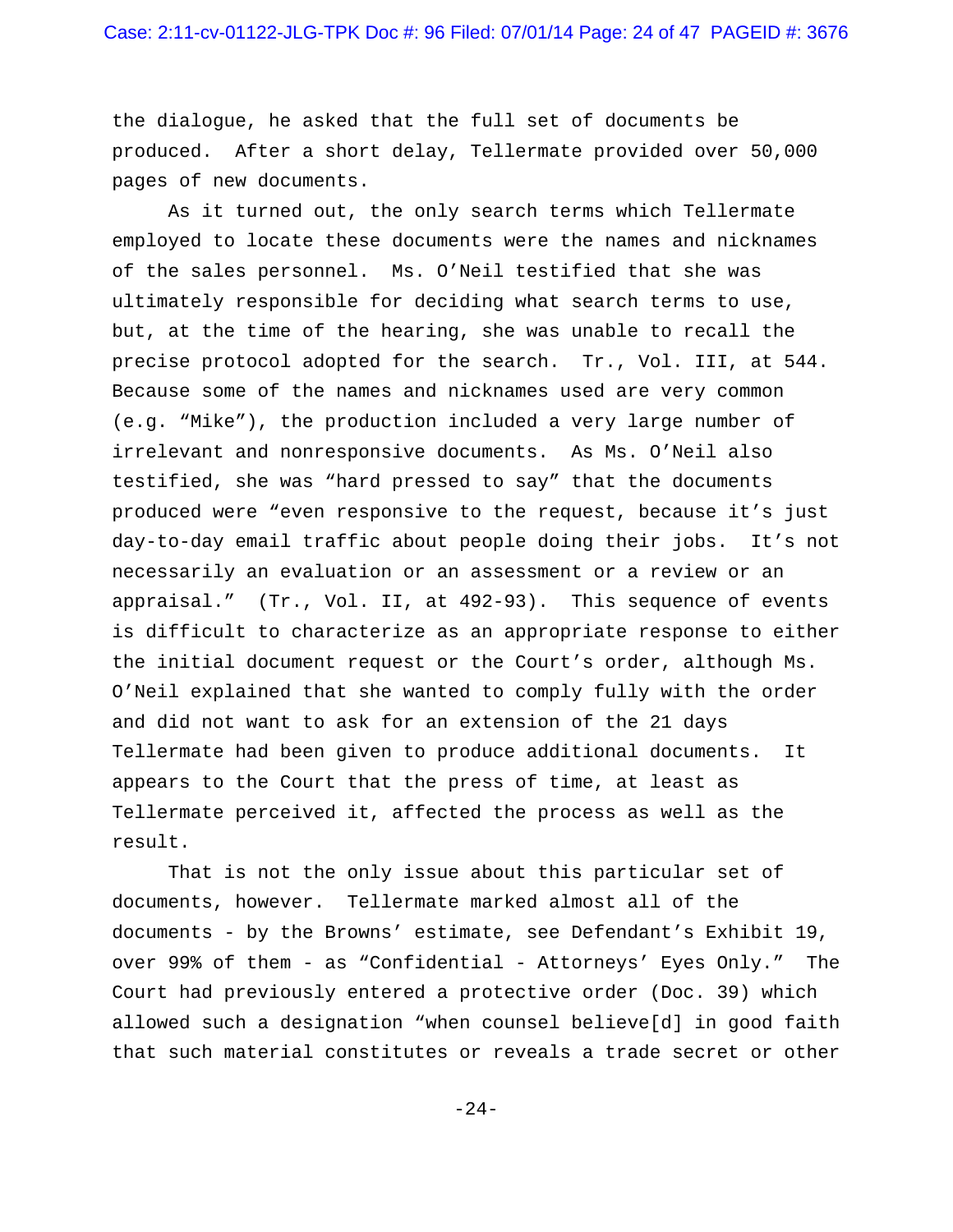the dialogue, he asked that the full set of documents be produced. After a short delay, Tellermate provided over 50,000 pages of new documents.

As it turned out, the only search terms which Tellermate employed to locate these documents were the names and nicknames of the sales personnel. Ms. O'Neil testified that she was ultimately responsible for deciding what search terms to use, but, at the time of the hearing, she was unable to recall the precise protocol adopted for the search. Tr., Vol. III, at 544. Because some of the names and nicknames used are very common (e.g. "Mike"), the production included a very large number of irrelevant and nonresponsive documents. As Ms. O'Neil also testified, she was "hard pressed to say" that the documents produced were "even responsive to the request, because it's just day-to-day email traffic about people doing their jobs. It's not necessarily an evaluation or an assessment or a review or an appraisal." (Tr., Vol. II, at 492-93). This sequence of events is difficult to characterize as an appropriate response to either the initial document request or the Court's order, although Ms. O'Neil explained that she wanted to comply fully with the order and did not want to ask for an extension of the 21 days Tellermate had been given to produce additional documents. It appears to the Court that the press of time, at least as Tellermate perceived it, affected the process as well as the result.

That is not the only issue about this particular set of documents, however. Tellermate marked almost all of the documents - by the Browns' estimate, see Defendant's Exhibit 19, over 99% of them - as "Confidential - Attorneys' Eyes Only." The Court had previously entered a protective order (Doc. 39) which allowed such a designation "when counsel believe[d] in good faith that such material constitutes or reveals a trade secret or other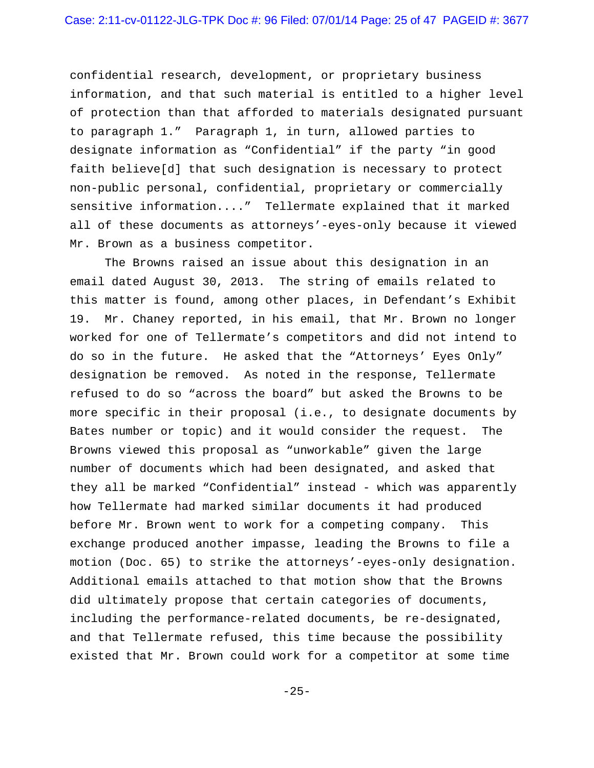confidential research, development, or proprietary business information, and that such material is entitled to a higher level of protection than that afforded to materials designated pursuant to paragraph 1." Paragraph 1, in turn, allowed parties to designate information as "Confidential" if the party "in good faith believe[d] that such designation is necessary to protect non-public personal, confidential, proprietary or commercially sensitive information...." Tellermate explained that it marked all of these documents as attorneys'-eyes-only because it viewed Mr. Brown as a business competitor.

The Browns raised an issue about this designation in an email dated August 30, 2013. The string of emails related to this matter is found, among other places, in Defendant's Exhibit 19. Mr. Chaney reported, in his email, that Mr. Brown no longer worked for one of Tellermate's competitors and did not intend to do so in the future. He asked that the "Attorneys' Eyes Only" designation be removed. As noted in the response, Tellermate refused to do so "across the board" but asked the Browns to be more specific in their proposal (i.e., to designate documents by Bates number or topic) and it would consider the request. The Browns viewed this proposal as "unworkable" given the large number of documents which had been designated, and asked that they all be marked "Confidential" instead - which was apparently how Tellermate had marked similar documents it had produced before Mr. Brown went to work for a competing company. This exchange produced another impasse, leading the Browns to file a motion (Doc. 65) to strike the attorneys'-eyes-only designation. Additional emails attached to that motion show that the Browns did ultimately propose that certain categories of documents, including the performance-related documents, be re-designated, and that Tellermate refused, this time because the possibility existed that Mr. Brown could work for a competitor at some time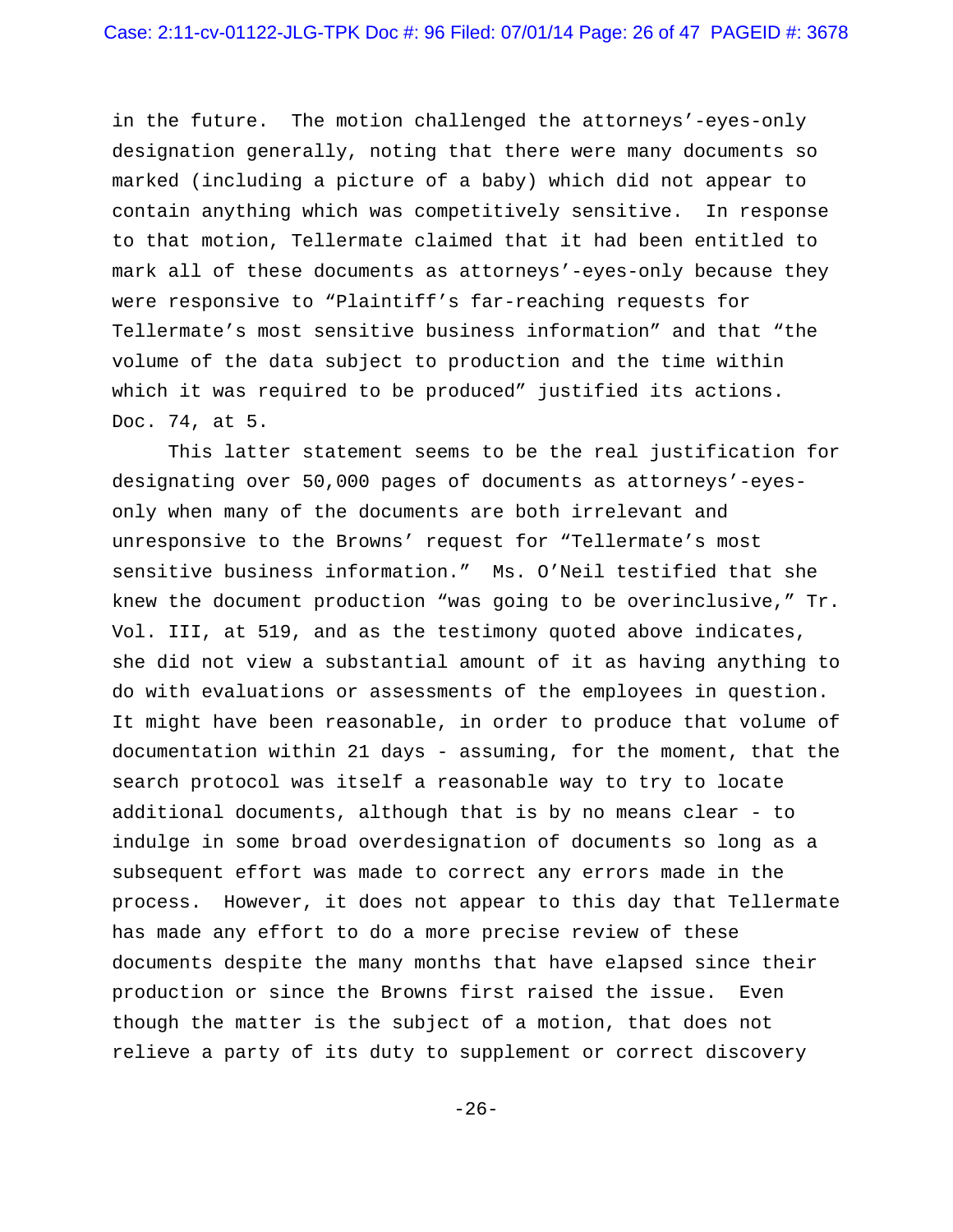in the future. The motion challenged the attorneys'-eyes-only designation generally, noting that there were many documents so marked (including a picture of a baby) which did not appear to contain anything which was competitively sensitive. In response to that motion, Tellermate claimed that it had been entitled to mark all of these documents as attorneys'-eyes-only because they were responsive to "Plaintiff's far-reaching requests for Tellermate's most sensitive business information" and that "the volume of the data subject to production and the time within which it was required to be produced" justified its actions. Doc. 74, at 5.

This latter statement seems to be the real justification for designating over 50,000 pages of documents as attorneys'-eyes-only when many of the documents are both irrelevant and unresponsive to the Browns' request for "Tellermate's most sensitive business information." Ms. O'Neil testified that she knew the document production "was going to be overinclusive," Tr. Vol. III, at 519, and as the testimony quoted above indicates, she did not view a substantial amount of it as having anything to do with evaluations or assessments of the employees in question. It might have been reasonable, in order to produce that volume of documentation within 21 days - assuming, for the moment, that the search protocol was itself a reasonable way to try to locate additional documents, although that is by no means clear - to indulge in some broad overdesignation of documents so long as a subsequent effort was made to correct any errors made in the process. However, it does not appear to this day that Tellermate has made any effort to do a more precise review of these documents despite the many months that have elapsed since their production or since the Browns first raised the issue. Even though the matter is the subject of a motion, that does not relieve a party of its duty to supplement or correct discovery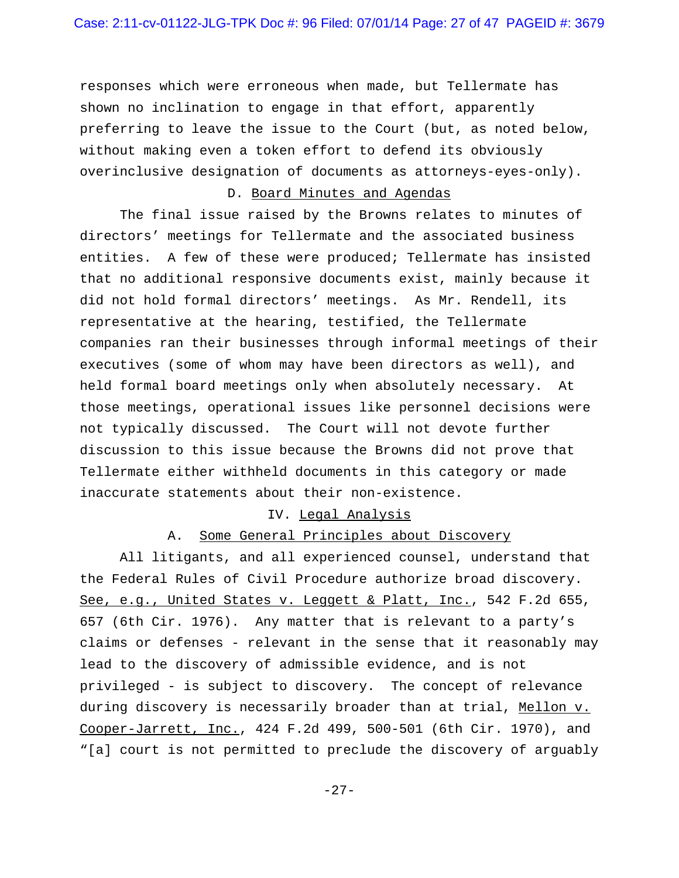responses which were erroneous when made, but Tellermate has shown no inclination to engage in that effort, apparently preferring to leave the issue to the Court (but, as noted below, without making even a token effort to defend its obviously overinclusive designation of documents as attorneys-eyes-only).

### D. Board Minutes and Agendas

The final issue raised by the Browns relates to minutes of directors' meetings for Tellermate and the associated business entities. A few of these were produced; Tellermate has insisted that no additional responsive documents exist, mainly because it did not hold formal directors' meetings. As Mr. Rendell, its representative at the hearing, testified, the Tellermate companies ran their businesses through informal meetings of their executives (some of whom may have been directors as well), and held formal board meetings only when absolutely necessary. At those meetings, operational issues like personnel decisions were not typically discussed. The Court will not devote further discussion to this issue because the Browns did not prove that Tellermate either withheld documents in this category or made inaccurate statements about their non-existence.

## IV. Legal Analysis

### A. Some General Principles about Discovery

All litigants, and all experienced counsel, understand that the Federal Rules of Civil Procedure authorize broad discovery. See, e.g., United States v. Leggett & Platt, Inc., 542 F.2d 655, 657 (6th Cir. 1976). Any matter that is relevant to a party's claims or defenses - relevant in the sense that it reasonably may lead to the discovery of admissible evidence, and is not privileged - is subject to discovery. The concept of relevance during discovery is necessarily broader than at trial, Mellon v. Cooper-Jarrett, Inc., 424 F.2d 499, 500-501 (6th Cir. 1970), and "[a] court is not permitted to preclude the discovery of arguably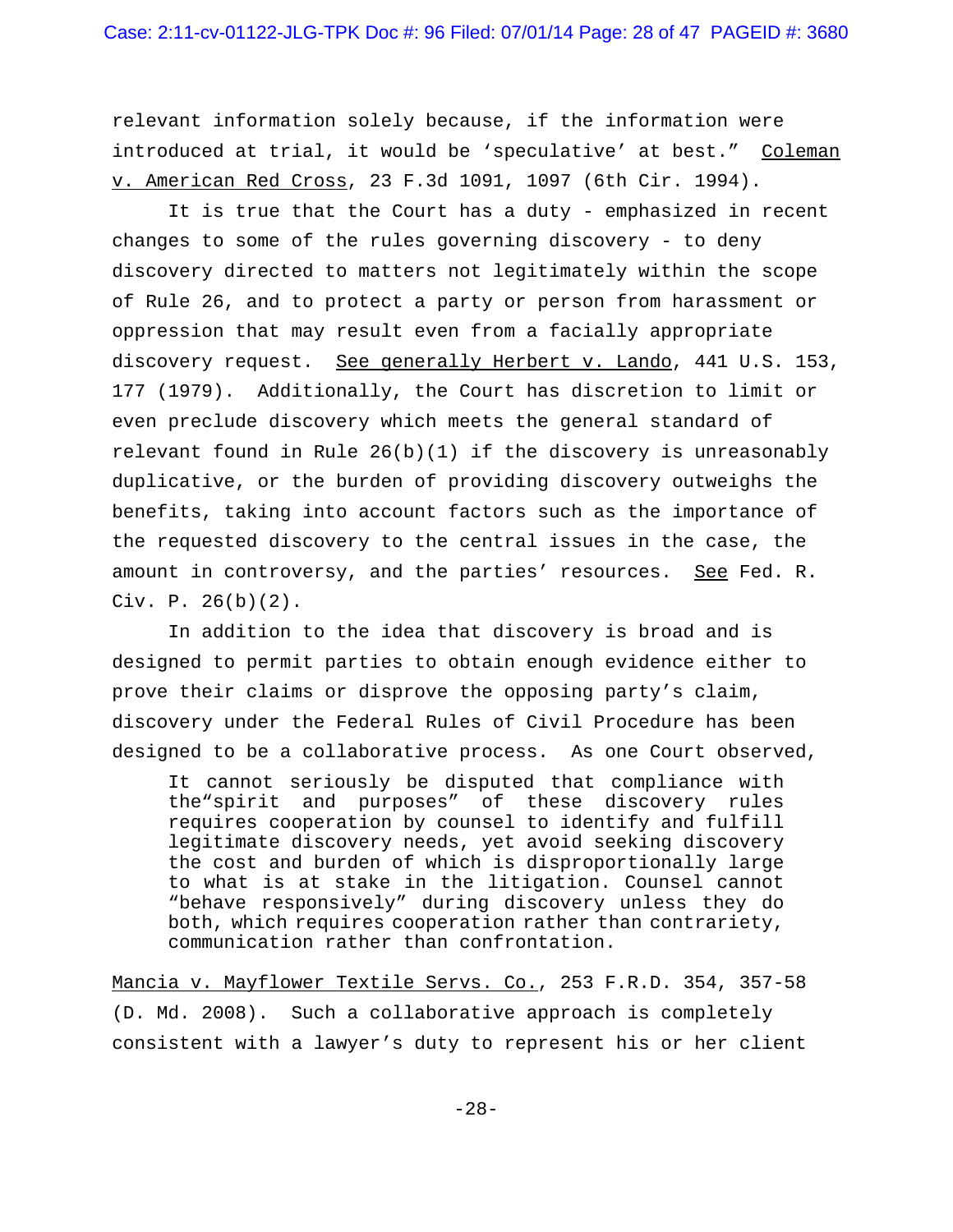relevant information solely because, if the information were introduced at trial, it would be 'speculative' at best." Coleman v. American Red Cross, 23 F.3d 1091, 1097 (6th Cir. 1994).

It is true that the Court has a duty - emphasized in recent changes to some of the rules governing discovery - to deny discovery directed to matters not legitimately within the scope of Rule 26, and to protect a party or person from harassment or oppression that may result even from a facially appropriate discovery request. See generally Herbert v. Lando, 441 U.S. 153, 177 (1979). Additionally, the Court has discretion to limit or even preclude discovery which meets the general standard of relevant found in Rule 26(b)(1) if the discovery is unreasonably duplicative, or the burden of providing discovery outweighs the benefits, taking into account factors such as the importance of the requested discovery to the central issues in the case, the amount in controversy, and the parties' resources. See Fed. R. Civ. P. 26(b)(2).

In addition to the idea that discovery is broad and is designed to permit parties to obtain enough evidence either to prove their claims or disprove the opposing party's claim, discovery under the Federal Rules of Civil Procedure has been designed to be a collaborative process. As one Court observed,

> It cannot seriously be disputed that compliance with the"spirit and purposes" of these discovery rules requires cooperation by counsel to identify and fulfill legitimate discovery needs, yet avoid seeking discovery the cost and burden of which is disproportionally large to what is at stake in the litigation. Counsel cannot "behave responsively" during discovery unless they do both, which requires cooperation rather than contrariety, communication rather than confrontation.

Mancia v. Mayflower Textile Servs. Co., 253 F.R.D. 354, 357-58 (D. Md. 2008). Such a collaborative approach is completely consistent with a lawyer's duty to represent his or her client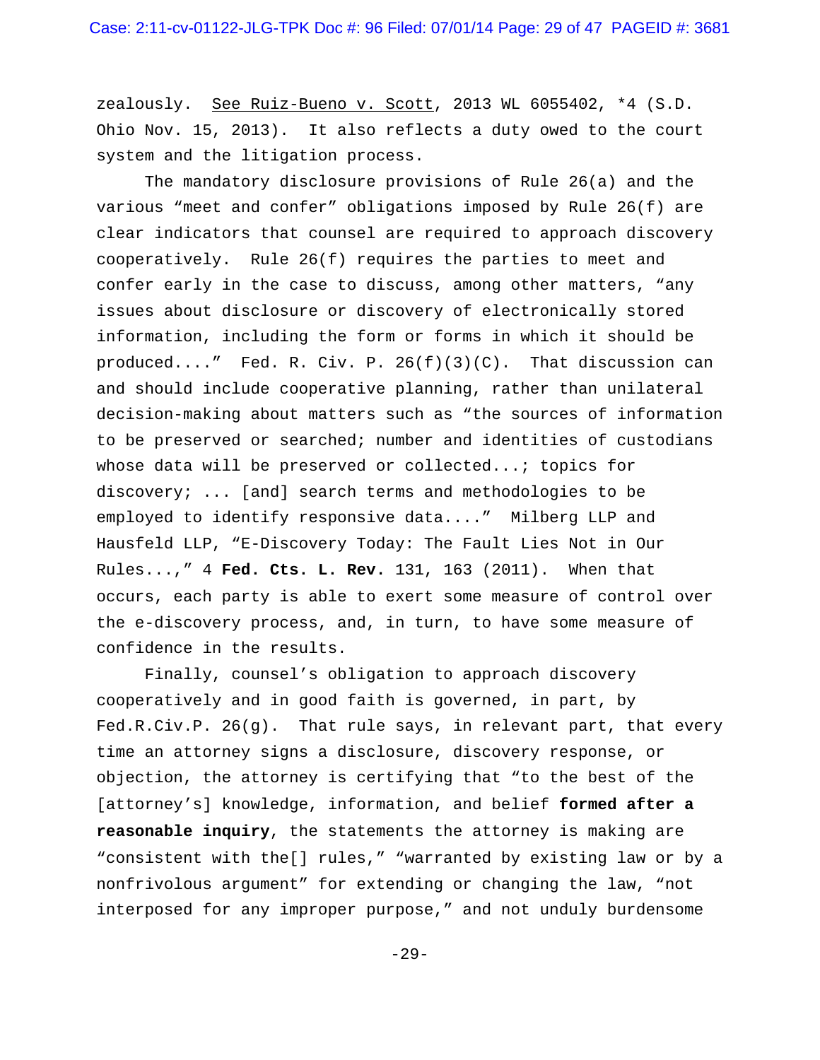zealously. See Ruiz-Bueno v. Scott, 2013 WL 6055402, *4 (S.D. Ohio Nov. 15, 2013). It also reflects a duty owed to the court system and the litigation process.

The mandatory disclosure provisions of Rule 26(a) and the various "meet and confer" obligations imposed by Rule 26(f) are clear indicators that counsel are required to approach discovery cooperatively. Rule 26(f) requires the parties to meet and confer early in the case to discuss, among other matters, "any issues about disclosure or discovery of electronically stored information, including the form or forms in which it should be produced...." Fed. R. Civ. P. 26(f)(3)(C). That discussion can and should include cooperative planning, rather than unilateral decision-making about matters such as "the sources of information to be preserved or searched; number and identities of custodians whose data will be preserved or collected...; topics for discovery; ... [and] search terms and methodologies to be employed to identify responsive data...." Milberg LLP and Hausfeld LLP, "E-Discovery Today: The Fault Lies Not in Our Rules...," 4 **Fed. Cts. L. Rev.** 131, 163 (2011). When that occurs, each party is able to exert some measure of control over the e-discovery process, and, in turn, to have some measure of confidence in the results.

Finally, counsel's obligation to approach discovery cooperatively and in good faith is governed, in part, by Fed.R.Civ.P. 26(g). That rule says, in relevant part, that every time an attorney signs a disclosure, discovery response, or objection, the attorney is certifying that "to the best of the [attorney's] knowledge, information, and belief **formed after a reasonable inquiry**, the statements the attorney is making are "consistent with the[] rules," "warranted by existing law or by a nonfrivolous argument" for extending or changing the law, "not interposed for any improper purpose," and not unduly burdensome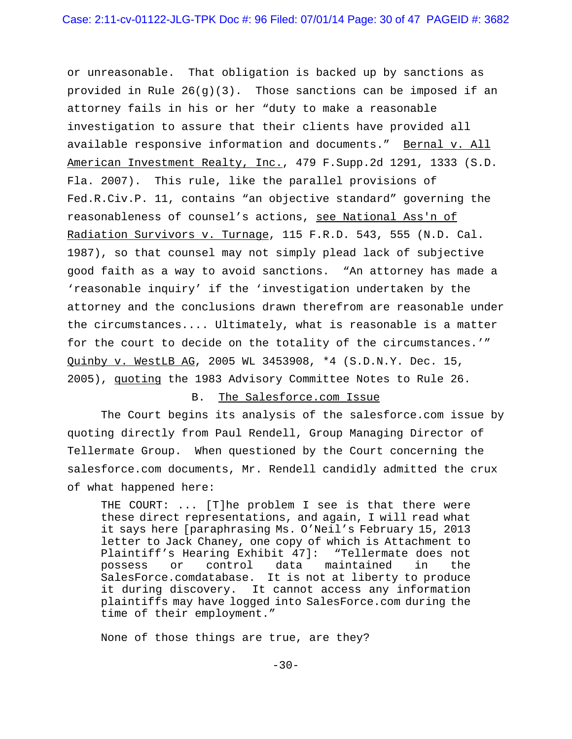or unreasonable. That obligation is backed up by sanctions as provided in Rule 26(g)(3). Those sanctions can be imposed if an attorney fails in his or her "duty to make a reasonable investigation to assure that their clients have provided all available responsive information and documents." Bernal v. All American Investment Realty, Inc., 479 F.Supp.2d 1291, 1333 (S.D. Fla. 2007). This rule, like the parallel provisions of Fed.R.Civ.P. 11, contains "an objective standard" governing the reasonableness of counsel's actions, see National Ass'n of Radiation Survivors v. Turnage, 115 F.R.D. 543, 555 (N.D. Cal. 1987), so that counsel may not simply plead lack of subjective good faith as a way to avoid sanctions. "An attorney has made a 'reasonable inquiry' if the 'investigation undertaken by the attorney and the conclusions drawn therefrom are reasonable under the circumstances.... Ultimately, what is reasonable is a matter for the court to decide on the totality of the circumstances.'" Quinby v. WestLB AG, 2005 WL 3453908, *4 (S.D.N.Y. Dec. 15, 2005), quoting the 1983 Advisory Committee Notes to Rule 26.

## B. The Salesforce.com Issue

The Court begins its analysis of the salesforce.com issue by quoting directly from Paul Rendell, Group Managing Director of Tellermate Group. When questioned by the Court concerning the salesforce.com documents, Mr. Rendell candidly admitted the crux of what happened here:

> THE COURT: ... [T]he problem I see is that there were these direct representations, and again, I will read what it says here [paraphrasing Ms. O'Neil's February 15, 2013 letter to Jack Chaney, one copy of which is Attachment to Plaintiff's Hearing Exhibit 47]: "Tellermate does not possess or control data maintained in the SalesForce.comdatabase. It is not at liberty to produce it during discovery. It cannot access any information plaintiffs may have logged into SalesForce.com during the time of their employment."
>
> None of those things are true, are they?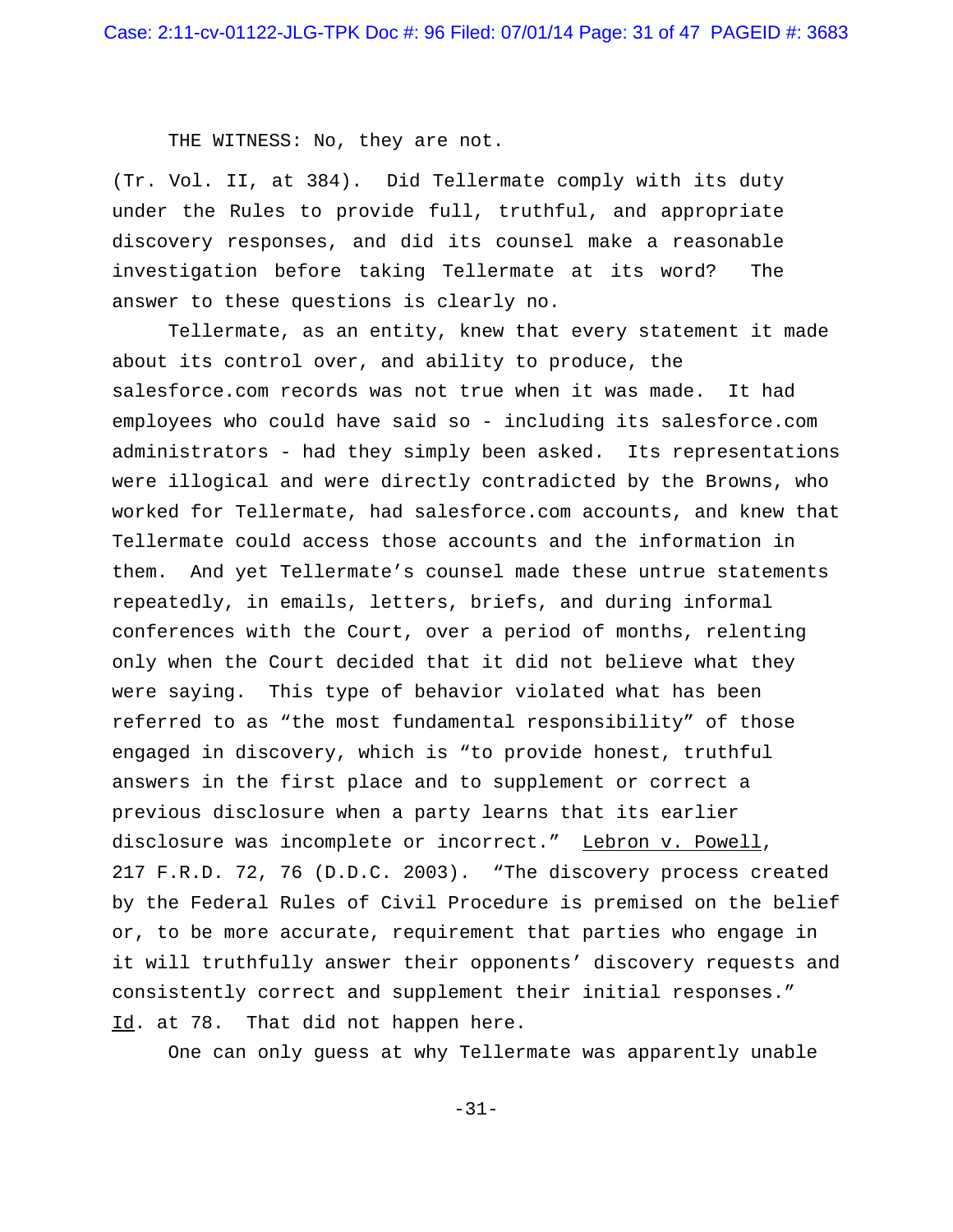THE WITNESS: No, they are not.

(Tr. Vol. II, at 384). Did Tellermate comply with its duty under the Rules to provide full, truthful, and appropriate discovery responses, and did its counsel make a reasonable investigation before taking Tellermate at its word? The answer to these questions is clearly no.

Tellermate, as an entity, knew that every statement it made about its control over, and ability to produce, the salesforce.com records was not true when it was made. It had employees who could have said so - including its salesforce.com administrators - had they simply been asked. Its representations were illogical and were directly contradicted by the Browns, who worked for Tellermate, had salesforce.com accounts, and knew that Tellermate could access those accounts and the information in them. And yet Tellermate's counsel made these untrue statements repeatedly, in emails, letters, briefs, and during informal conferences with the Court, over a period of months, relenting only when the Court decided that it did not believe what they were saying. This type of behavior violated what has been referred to as "the most fundamental responsibility" of those engaged in discovery, which is "to provide honest, truthful answers in the first place and to supplement or correct a previous disclosure when a party learns that its earlier disclosure was incomplete or incorrect." Lebron v. Powell, 217 F.R.D. 72, 76 (D.D.C. 2003). "The discovery process created by the Federal Rules of Civil Procedure is premised on the belief or, to be more accurate, requirement that parties who engage in it will truthfully answer their opponents' discovery requests and consistently correct and supplement their initial responses." Id. at 78. That did not happen here.

One can only guess at why Tellermate was apparently unable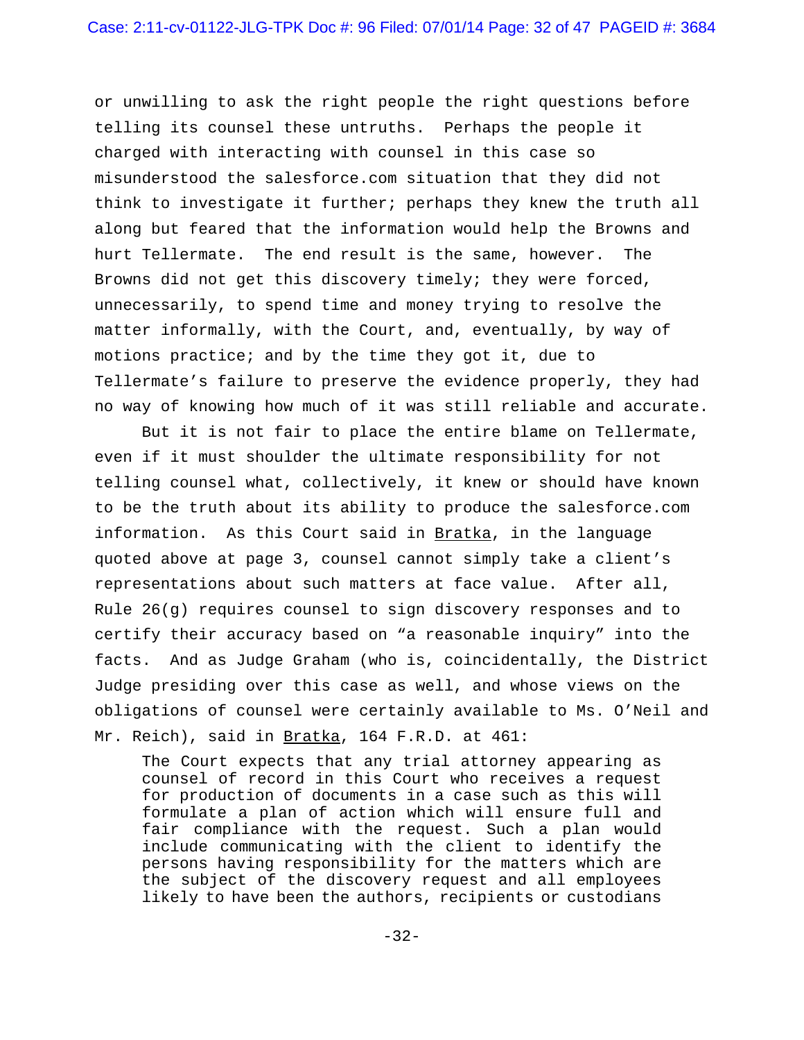or unwilling to ask the right people the right questions before telling its counsel these untruths. Perhaps the people it charged with interacting with counsel in this case so misunderstood the salesforce.com situation that they did not think to investigate it further; perhaps they knew the truth all along but feared that the information would help the Browns and hurt Tellermate. The end result is the same, however. The Browns did not get this discovery timely; they were forced, unnecessarily, to spend time and money trying to resolve the matter informally, with the Court, and, eventually, by way of motions practice; and by the time they got it, due to Tellermate's failure to preserve the evidence properly, they had no way of knowing how much of it was still reliable and accurate.

But it is not fair to place the entire blame on Tellermate, even if it must shoulder the ultimate responsibility for not telling counsel what, collectively, it knew or should have known to be the truth about its ability to produce the salesforce.com information. As this Court said in Bratka, in the language quoted above at page 3, counsel cannot simply take a client's representations about such matters at face value. After all, Rule 26(g) requires counsel to sign discovery responses and to certify their accuracy based on "a reasonable inquiry" into the facts. And as Judge Graham (who is, coincidentally, the District Judge presiding over this case as well, and whose views on the obligations of counsel were certainly available to Ms. O'Neil and Mr. Reich), said in Bratka, 164 F.R.D. at 461:

> The Court expects that any trial attorney appearing as counsel of record in this Court who receives a request for production of documents in a case such as this will formulate a plan of action which will ensure full and fair compliance with the request. Such a plan would include communicating with the client to identify the persons having responsibility for the matters which are the subject of the discovery request and all employees likely to have been the authors, recipients or custodians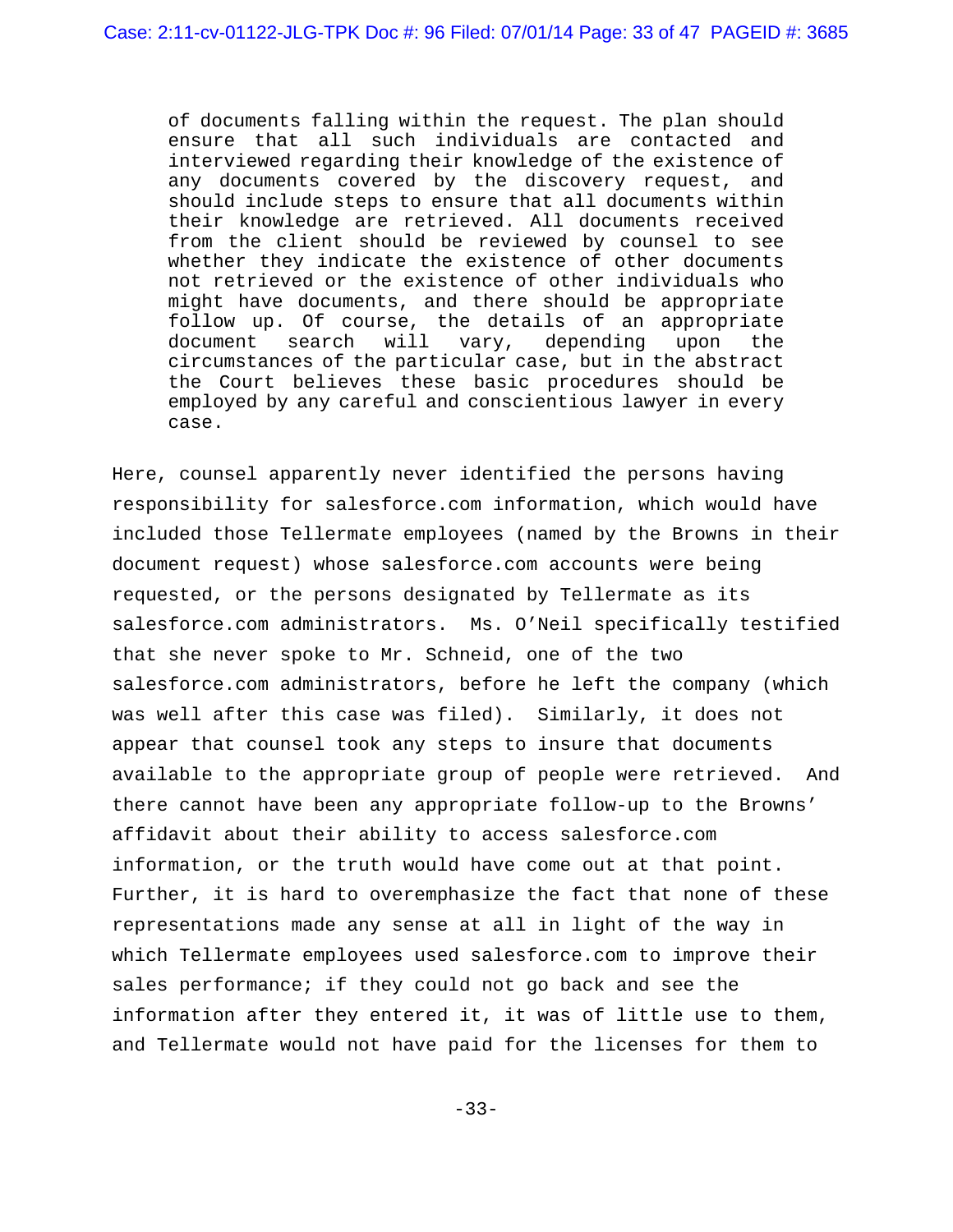> of documents falling within the request. The plan should ensure that all such individuals are contacted and interviewed regarding their knowledge of the existence of any documents covered by the discovery request, and should include steps to ensure that all documents within their knowledge are retrieved. All documents received from the client should be reviewed by counsel to see whether they indicate the existence of other documents not retrieved or the existence of other individuals who might have documents, and there should be appropriate follow up. Of course, the details of an appropriate document search will vary, depending upon the circumstances of the particular case, but in the abstract the Court believes these basic procedures should be employed by any careful and conscientious lawyer in every case.

Here, counsel apparently never identified the persons having responsibility for salesforce.com information, which would have included those Tellermate employees (named by the Browns in their document request) whose salesforce.com accounts were being requested, or the persons designated by Tellermate as its salesforce.com administrators. Ms. O'Neil specifically testified that she never spoke to Mr. Schneid, one of the two salesforce.com administrators, before he left the company (which was well after this case was filed). Similarly, it does not appear that counsel took any steps to insure that documents available to the appropriate group of people were retrieved. And there cannot have been any appropriate follow-up to the Browns' affidavit about their ability to access salesforce.com information, or the truth would have come out at that point. Further, it is hard to overemphasize the fact that none of these representations made any sense at all in light of the way in which Tellermate employees used salesforce.com to improve their sales performance; if they could not go back and see the information after they entered it, it was of little use to them, and Tellermate would not have paid for the licenses for them to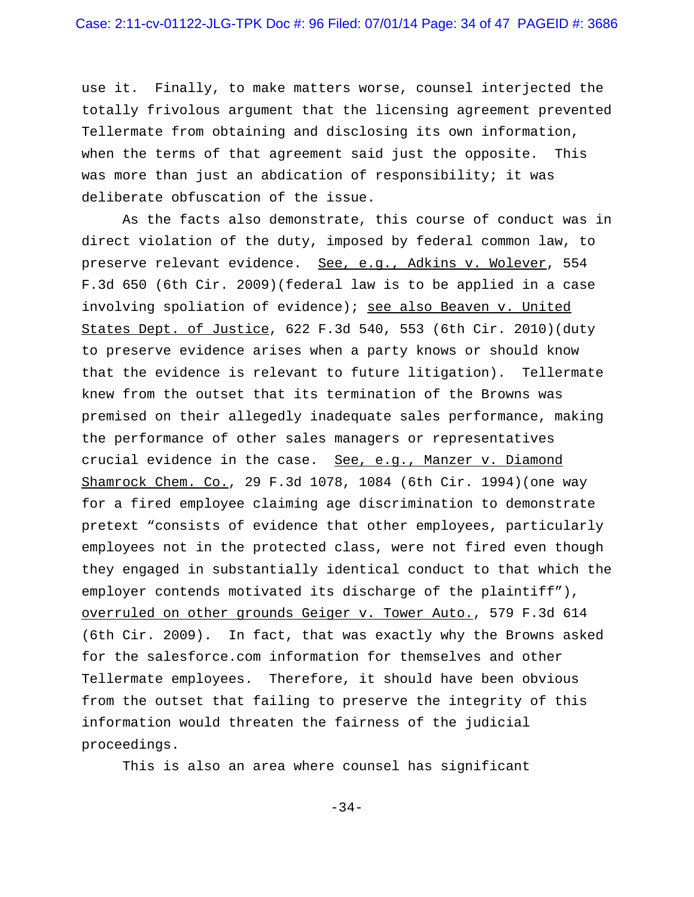use it. Finally, to make matters worse, counsel interjected the totally frivolous argument that the licensing agreement prevented Tellermate from obtaining and disclosing its own information, when the terms of that agreement said just the opposite. This was more than just an abdication of responsibility; it was deliberate obfuscation of the issue.

As the facts also demonstrate, this course of conduct was in direct violation of the duty, imposed by federal common law, to preserve relevant evidence. See, e.g., Adkins v. Wolever, 554 F.3d 650 (6th Cir. 2009)(federal law is to be applied in a case involving spoliation of evidence); see also Beaven v. United States Dept. of Justice, 622 F.3d 540, 553 (6th Cir. 2010)(duty to preserve evidence arises when a party knows or should know that the evidence is relevant to future litigation). Tellermate knew from the outset that its termination of the Browns was premised on their allegedly inadequate sales performance, making the performance of other sales managers or representatives crucial evidence in the case. See, e.g., Manzer v. Diamond Shamrock Chem. Co., 29 F.3d 1078, 1084 (6th Cir. 1994)(one way for a fired employee claiming age discrimination to demonstrate pretext "consists of evidence that other employees, particularly employees not in the protected class, were not fired even though they engaged in substantially identical conduct to that which the employer contends motivated its discharge of the plaintiff"), overruled on other grounds Geiger v. Tower Auto., 579 F.3d 614 (6th Cir. 2009). In fact, that was exactly why the Browns asked for the salesforce.com information for themselves and other Tellermate employees. Therefore, it should have been obvious from the outset that failing to preserve the integrity of this information would threaten the fairness of the judicial proceedings.

This is also an area where counsel has significant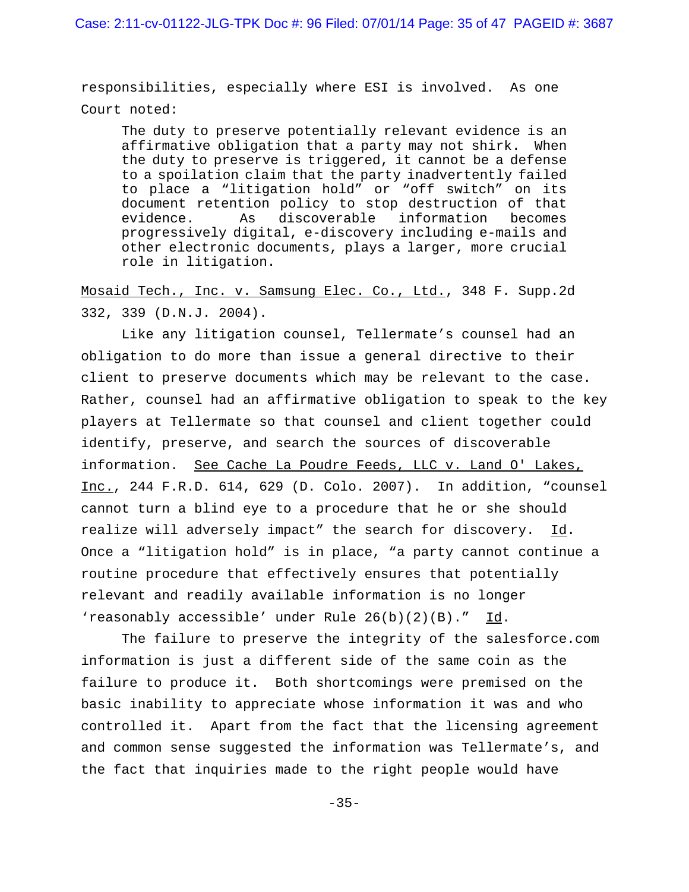responsibilities, especially where ESI is involved. As one Court noted:

> The duty to preserve potentially relevant evidence is an affirmative obligation that a party may not shirk. When the duty to preserve is triggered, it cannot be a defense to a spoilation claim that the party inadvertently failed to place a "litigation hold" or "off switch" on its document retention policy to stop destruction of that evidence. As discoverable information becomes progressively digital, e-discovery including e-mails and other electronic documents, plays a larger, more crucial role in litigation.

Mosaid Tech., Inc. v. Samsung Elec. Co., Ltd., 348 F. Supp.2d 332, 339 (D.N.J. 2004).

Like any litigation counsel, Tellermate's counsel had an obligation to do more than issue a general directive to their client to preserve documents which may be relevant to the case. Rather, counsel had an affirmative obligation to speak to the key players at Tellermate so that counsel and client together could identify, preserve, and search the sources of discoverable information. See Cache La Poudre Feeds, LLC v. Land O' Lakes, Inc., 244 F.R.D. 614, 629 (D. Colo. 2007). In addition, "counsel cannot turn a blind eye to a procedure that he or she should realize will adversely impact" the search for discovery. Id. Once a "litigation hold" is in place, "a party cannot continue a routine procedure that effectively ensures that potentially relevant and readily available information is no longer 'reasonably accessible' under Rule 26(b)(2)(B)." Id.

The failure to preserve the integrity of the salesforce.com information is just a different side of the same coin as the failure to produce it. Both shortcomings were premised on the basic inability to appreciate whose information it was and who controlled it. Apart from the fact that the licensing agreement and common sense suggested the information was Tellermate's, and the fact that inquiries made to the right people would have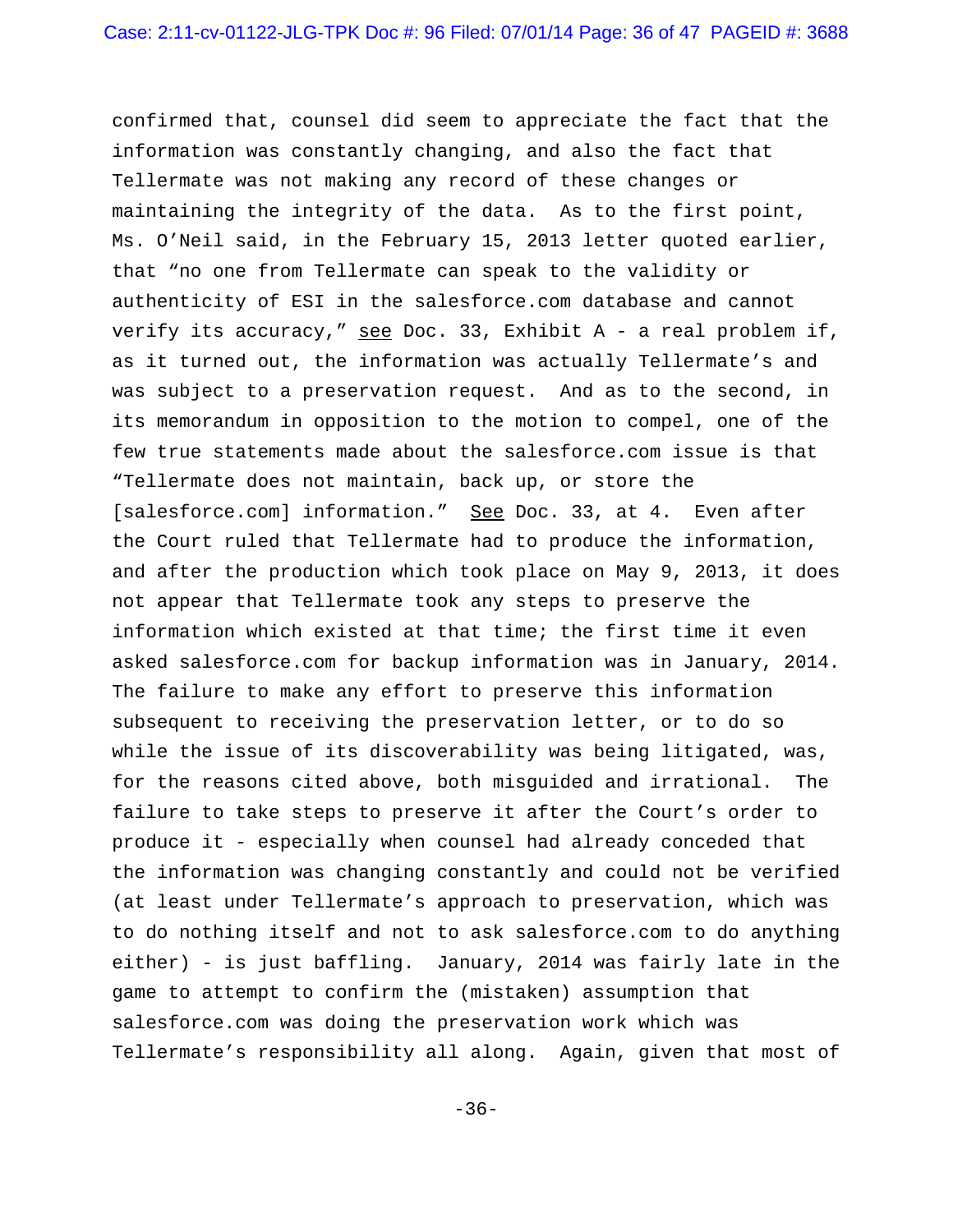confirmed that, counsel did seem to appreciate the fact that the information was constantly changing, and also the fact that Tellermate was not making any record of these changes or maintaining the integrity of the data. As to the first point, Ms. O'Neil said, in the February 15, 2013 letter quoted earlier, that "no one from Tellermate can speak to the validity or authenticity of ESI in the salesforce.com database and cannot verify its accuracy," see Doc. 33, Exhibit A - a real problem if, as it turned out, the information was actually Tellermate's and was subject to a preservation request. And as to the second, in its memorandum in opposition to the motion to compel, one of the few true statements made about the salesforce.com issue is that "Tellermate does not maintain, back up, or store the [salesforce.com] information." See Doc. 33, at 4. Even after the Court ruled that Tellermate had to produce the information, and after the production which took place on May 9, 2013, it does not appear that Tellermate took any steps to preserve the information which existed at that time; the first time it even asked salesforce.com for backup information was in January, 2014. The failure to make any effort to preserve this information subsequent to receiving the preservation letter, or to do so while the issue of its discoverability was being litigated, was, for the reasons cited above, both misguided and irrational. The failure to take steps to preserve it after the Court's order to produce it - especially when counsel had already conceded that the information was changing constantly and could not be verified (at least under Tellermate's approach to preservation, which was to do nothing itself and not to ask salesforce.com to do anything either) - is just baffling. January, 2014 was fairly late in the game to attempt to confirm the (mistaken) assumption that salesforce.com was doing the preservation work which was Tellermate's responsibility all along. Again, given that most of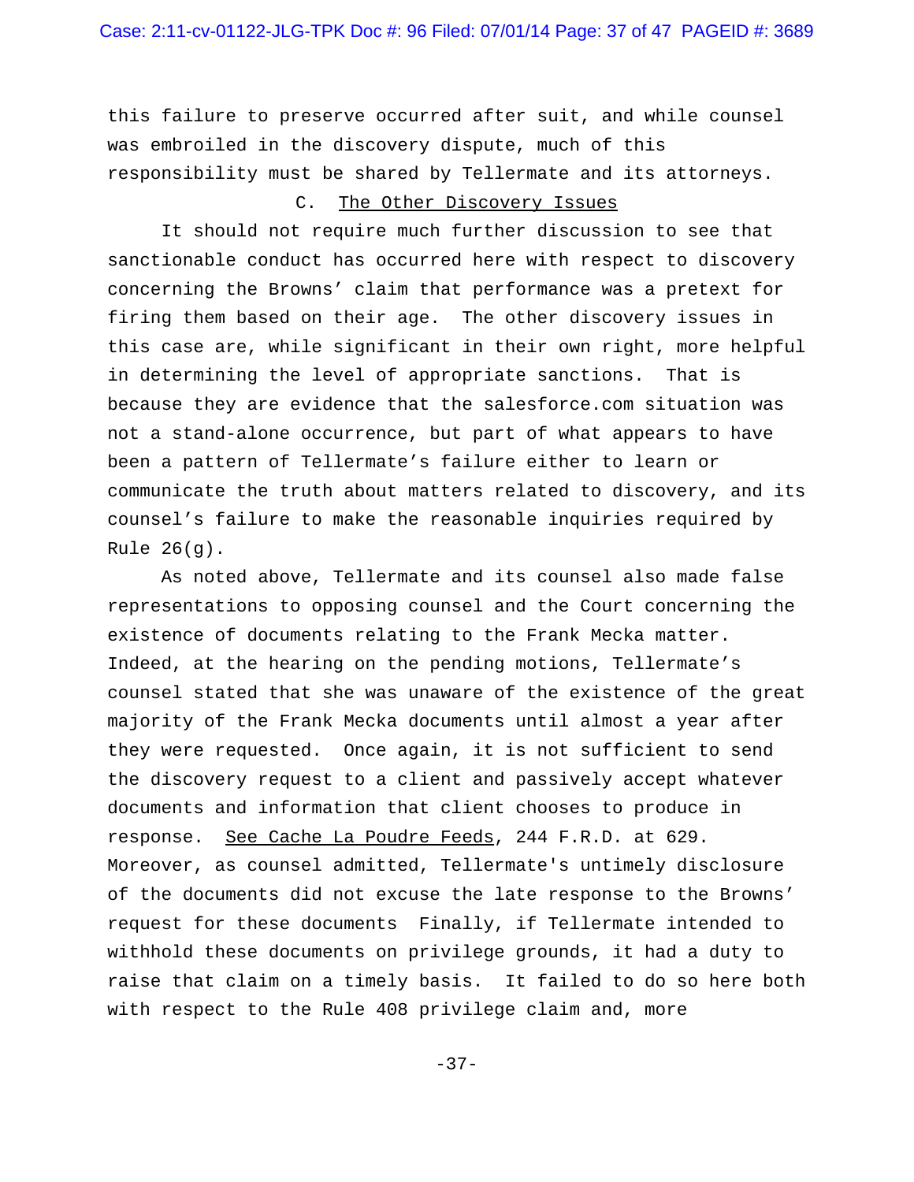this failure to preserve occurred after suit, and while counsel was embroiled in the discovery dispute, much of this responsibility must be shared by Tellermate and its attorneys.

### C. The Other Discovery Issues

It should not require much further discussion to see that sanctionable conduct has occurred here with respect to discovery concerning the Browns' claim that performance was a pretext for firing them based on their age. The other discovery issues in this case are, while significant in their own right, more helpful in determining the level of appropriate sanctions. That is because they are evidence that the salesforce.com situation was not a stand-alone occurrence, but part of what appears to have been a pattern of Tellermate's failure either to learn or communicate the truth about matters related to discovery, and its counsel's failure to make the reasonable inquiries required by Rule 26(g).

As noted above, Tellermate and its counsel also made false representations to opposing counsel and the Court concerning the existence of documents relating to the Frank Mecka matter. Indeed, at the hearing on the pending motions, Tellermate's counsel stated that she was unaware of the existence of the great majority of the Frank Mecka documents until almost a year after they were requested. Once again, it is not sufficient to send the discovery request to a client and passively accept whatever documents and information that client chooses to produce in response. See Cache La Poudre Feeds, 244 F.R.D. at 629. Moreover, as counsel admitted, Tellermate's untimely disclosure of the documents did not excuse the late response to the Browns' request for these documents Finally, if Tellermate intended to withhold these documents on privilege grounds, it had a duty to raise that claim on a timely basis. It failed to do so here both with respect to the Rule 408 privilege claim and, more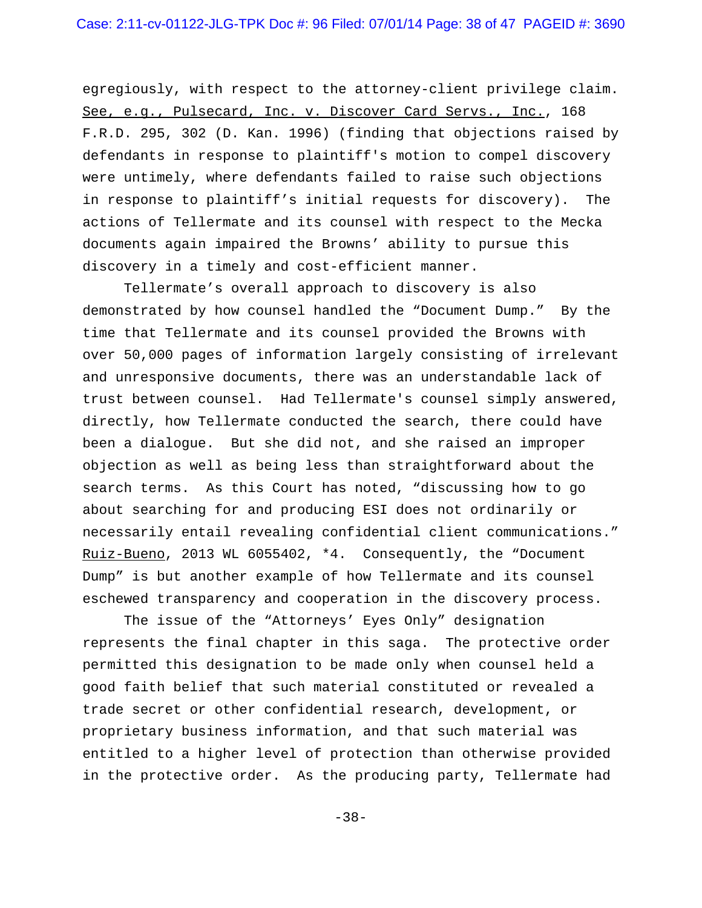egregiously, with respect to the attorney-client privilege claim. See, e.g., Pulsecard, Inc. v. Discover Card Servs., Inc., 168 F.R.D. 295, 302 (D. Kan. 1996) (finding that objections raised by defendants in response to plaintiff's motion to compel discovery were untimely, where defendants failed to raise such objections in response to plaintiff's initial requests for discovery). The actions of Tellermate and its counsel with respect to the Mecka documents again impaired the Browns' ability to pursue this discovery in a timely and cost-efficient manner.

Tellermate's overall approach to discovery is also demonstrated by how counsel handled the "Document Dump." By the time that Tellermate and its counsel provided the Browns with over 50,000 pages of information largely consisting of irrelevant and unresponsive documents, there was an understandable lack of trust between counsel. Had Tellermate's counsel simply answered, directly, how Tellermate conducted the search, there could have been a dialogue. But she did not, and she raised an improper objection as well as being less than straightforward about the search terms. As this Court has noted, "discussing how to go about searching for and producing ESI does not ordinarily or necessarily entail revealing confidential client communications." Ruiz-Bueno, 2013 WL 6055402, *4. Consequently, the "Document Dump" is but another example of how Tellermate and its counsel eschewed transparency and cooperation in the discovery process.

The issue of the "Attorneys' Eyes Only" designation represents the final chapter in this saga. The protective order permitted this designation to be made only when counsel held a good faith belief that such material constituted or revealed a trade secret or other confidential research, development, or proprietary business information, and that such material was entitled to a higher level of protection than otherwise provided in the protective order. As the producing party, Tellermate had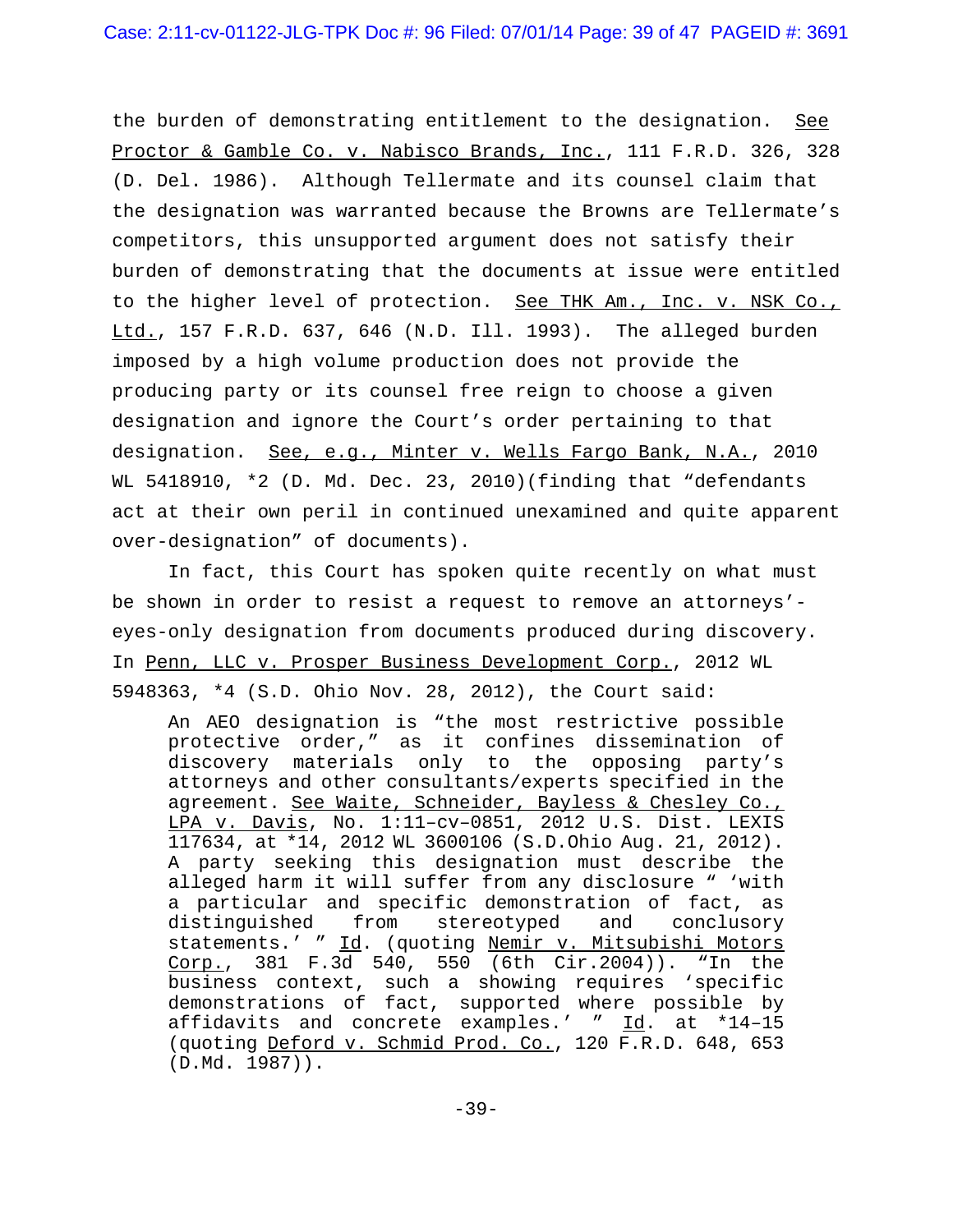the burden of demonstrating entitlement to the designation. See Proctor & Gamble Co. v. Nabisco Brands, Inc., 111 F.R.D. 326, 328 (D. Del. 1986). Although Tellermate and its counsel claim that the designation was warranted because the Browns are Tellermate's competitors, this unsupported argument does not satisfy their burden of demonstrating that the documents at issue were entitled to the higher level of protection. See THK Am., Inc. v. NSK Co., Ltd., 157 F.R.D. 637, 646 (N.D. Ill. 1993). The alleged burden imposed by a high volume production does not provide the producing party or its counsel free reign to choose a given designation and ignore the Court's order pertaining to that designation. See, e.g., Minter v. Wells Fargo Bank, N.A., 2010 WL 5418910, *2 (D. Md. Dec. 23, 2010)(finding that "defendants act at their own peril in continued unexamined and quite apparent over-designation" of documents).

In fact, this Court has spoken quite recently on what must be shown in order to resist a request to remove an attorneys'-eyes-only designation from documents produced during discovery. In Penn, LLC v. Prosper Business Development Corp., 2012 WL 5948363, *4 (S.D. Ohio Nov. 28, 2012), the Court said:

> An AEO designation is "the most restrictive possible protective order," as it confines dissemination of discovery materials only to the opposing party's attorneys and other consultants/experts specified in the agreement. See Waite, Schneider, Bayless & Chesley Co., LPA v. Davis, No. 1:11–cv–0851, 2012 U.S. Dist. LEXIS 117634, at *14, 2012 WL 3600106 (S.D.Ohio Aug. 21, 2012). A party seeking this designation must describe the alleged harm it will suffer from any disclosure " 'with a particular and specific demonstration of fact, as distinguished from stereotyped and conclusory statements.' " Id. (quoting Nemir v. Mitsubishi Motors Corp., 381 F.3d 540, 550 (6th Cir.2004)). "In the business context, such a showing requires 'specific demonstrations of fact, supported where possible by affidavits and concrete examples.' " Id. at *14–15 (quoting Deford v. Schmid Prod. Co., 120 F.R.D. 648, 653 (D.Md. 1987)).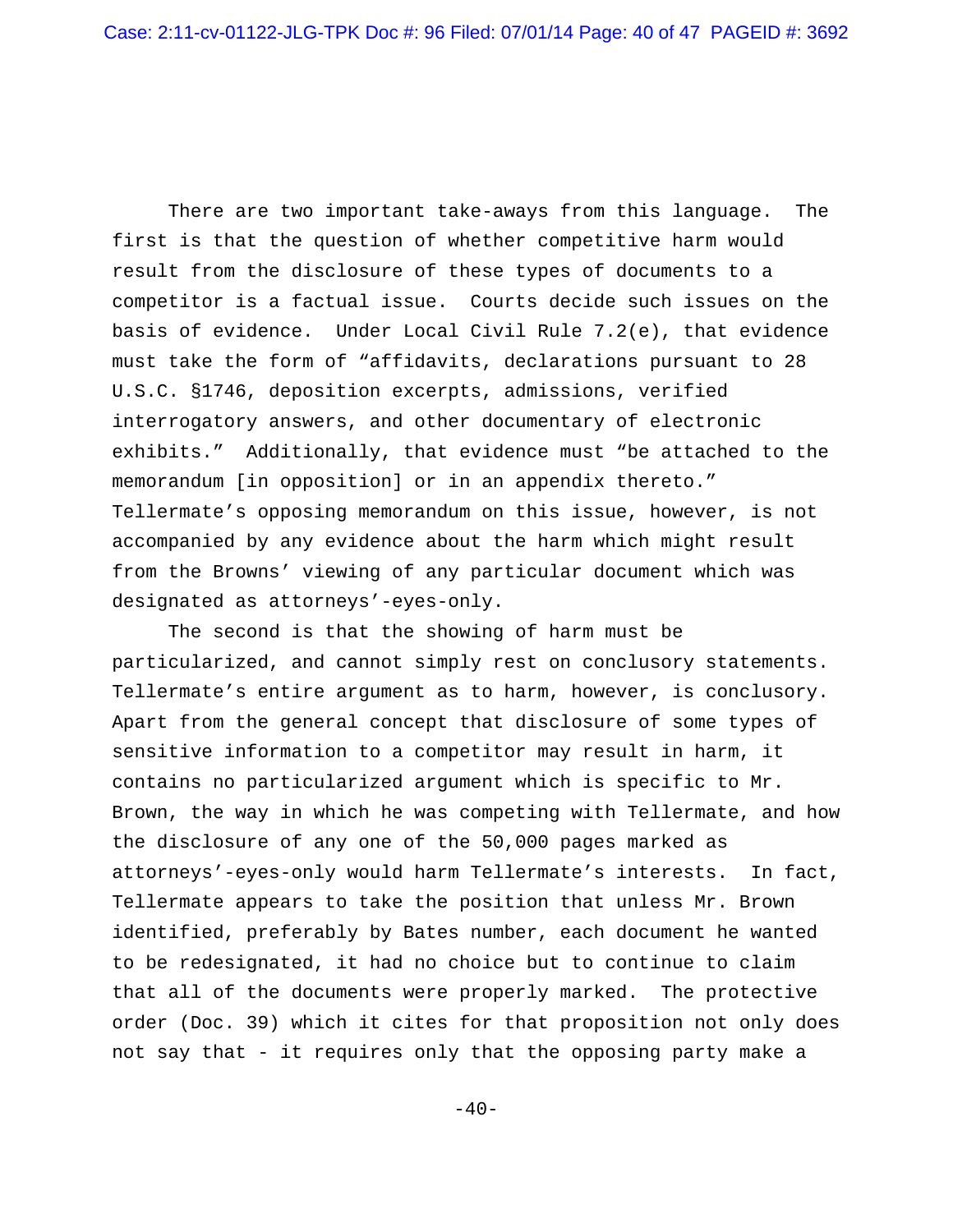There are two important take-aways from this language. The first is that the question of whether competitive harm would result from the disclosure of these types of documents to a competitor is a factual issue. Courts decide such issues on the basis of evidence. Under Local Civil Rule 7.2(e), that evidence must take the form of "affidavits, declarations pursuant to 28 U.S.C. §1746, deposition excerpts, admissions, verified interrogatory answers, and other documentary of electronic exhibits." Additionally, that evidence must "be attached to the memorandum [in opposition] or in an appendix thereto." Tellermate's opposing memorandum on this issue, however, is not accompanied by any evidence about the harm which might result from the Browns' viewing of any particular document which was designated as attorneys'-eyes-only.

The second is that the showing of harm must be particularized, and cannot simply rest on conclusory statements. Tellermate's entire argument as to harm, however, is conclusory. Apart from the general concept that disclosure of some types of sensitive information to a competitor may result in harm, it contains no particularized argument which is specific to Mr. Brown, the way in which he was competing with Tellermate, and how the disclosure of any one of the 50,000 pages marked as attorneys'-eyes-only would harm Tellermate's interests. In fact, Tellermate appears to take the position that unless Mr. Brown identified, preferably by Bates number, each document he wanted to be redesignated, it had no choice but to continue to claim that all of the documents were properly marked. The protective order (Doc. 39) which it cites for that proposition not only does not say that - it requires only that the opposing party make a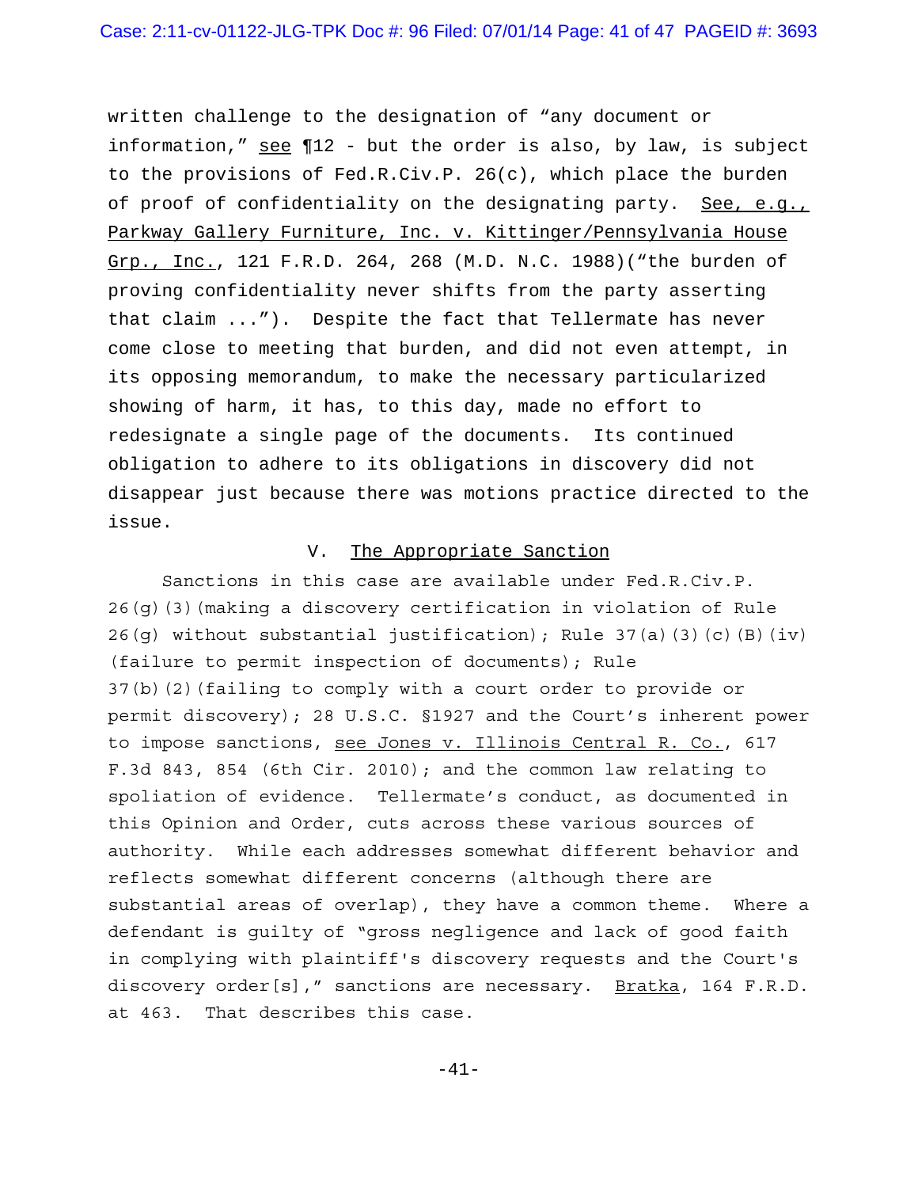written challenge to the designation of "any document or information," see ¶12 - but the order is also, by law, is subject to the provisions of Fed.R.Civ.P. 26(c), which place the burden of proof of confidentiality on the designating party. See, e.g., Parkway Gallery Furniture, Inc. v. Kittinger/Pennsylvania House Grp., Inc., 121 F.R.D. 264, 268 (M.D. N.C. 1988)("the burden of proving confidentiality never shifts from the party asserting that claim ..."). Despite the fact that Tellermate has never come close to meeting that burden, and did not even attempt, in its opposing memorandum, to make the necessary particularized showing of harm, it has, to this day, made no effort to redesignate a single page of the documents. Its continued obligation to adhere to its obligations in discovery did not disappear just because there was motions practice directed to the issue.

## V. The Appropriate Sanction

Sanctions in this case are available under Fed.R.Civ.P. 26(g)(3)(making a discovery certification in violation of Rule 26(g) without substantial justification); Rule 37(a)(3)(c)(B)(iv) (failure to permit inspection of documents); Rule 37(b)(2)(failing to comply with a court order to provide or permit discovery); 28 U.S.C. §1927 and the Court's inherent power to impose sanctions, see Jones v. Illinois Central R. Co., 617 F.3d 843, 854 (6th Cir. 2010); and the common law relating to spoliation of evidence. Tellermate's conduct, as documented in this Opinion and Order, cuts across these various sources of authority. While each addresses somewhat different behavior and reflects somewhat different concerns (although there are substantial areas of overlap), they have a common theme. Where a defendant is guilty of "gross negligence and lack of good faith in complying with plaintiff's discovery requests and the Court's discovery order[s]," sanctions are necessary. Bratka, 164 F.R.D. at 463. That describes this case.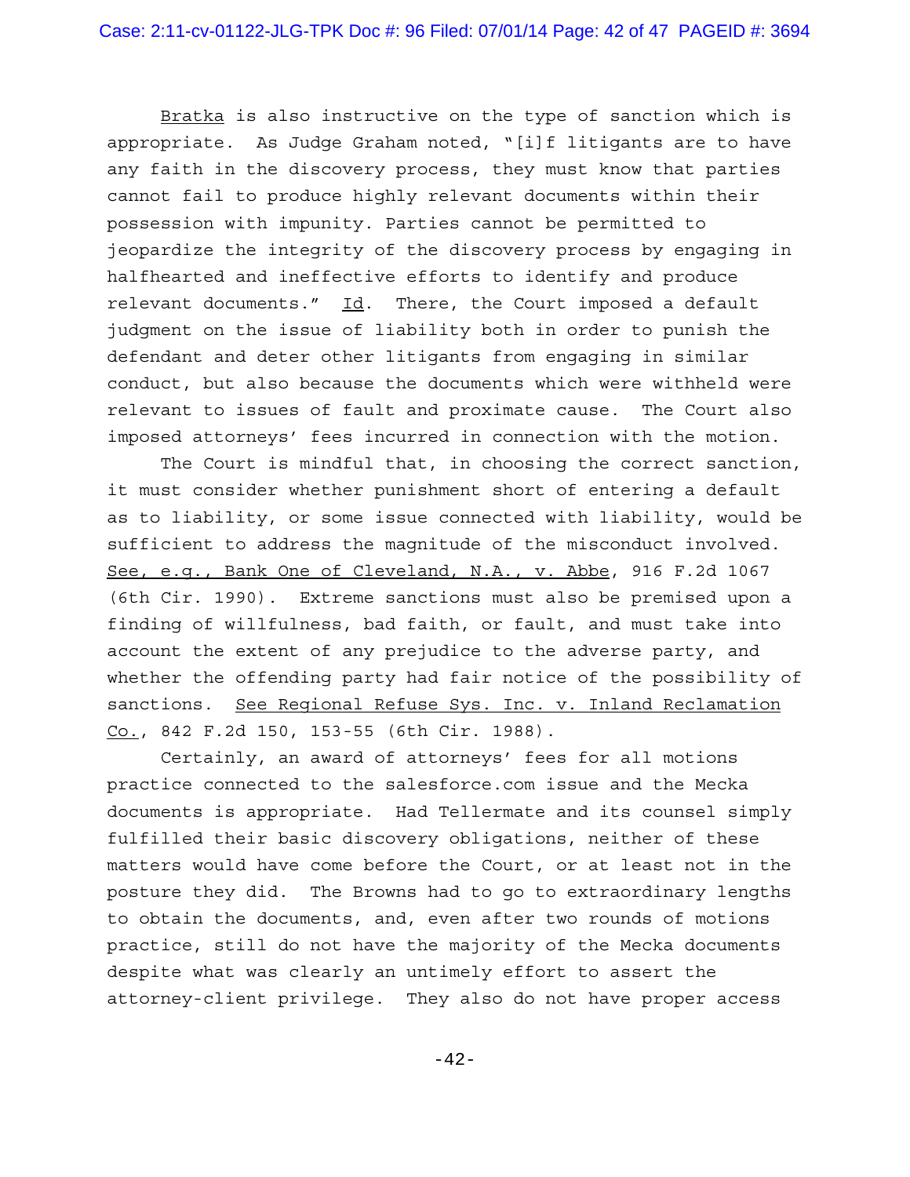Bratka is also instructive on the type of sanction which is appropriate. As Judge Graham noted, "[i]f litigants are to have any faith in the discovery process, they must know that parties cannot fail to produce highly relevant documents within their possession with impunity. Parties cannot be permitted to jeopardize the integrity of the discovery process by engaging in halfhearted and ineffective efforts to identify and produce relevant documents." Id. There, the Court imposed a default judgment on the issue of liability both in order to punish the defendant and deter other litigants from engaging in similar conduct, but also because the documents which were withheld were relevant to issues of fault and proximate cause. The Court also imposed attorneys' fees incurred in connection with the motion.

The Court is mindful that, in choosing the correct sanction, it must consider whether punishment short of entering a default as to liability, or some issue connected with liability, would be sufficient to address the magnitude of the misconduct involved. See, e.g., Bank One of Cleveland, N.A., v. Abbe, 916 F.2d 1067 (6th Cir. 1990). Extreme sanctions must also be premised upon a finding of willfulness, bad faith, or fault, and must take into account the extent of any prejudice to the adverse party, and whether the offending party had fair notice of the possibility of sanctions. See Regional Refuse Sys. Inc. v. Inland Reclamation Co., 842 F.2d 150, 153-55 (6th Cir. 1988).

Certainly, an award of attorneys' fees for all motions practice connected to the salesforce.com issue and the Mecka documents is appropriate. Had Tellermate and its counsel simply fulfilled their basic discovery obligations, neither of these matters would have come before the Court, or at least not in the posture they did. The Browns had to go to extraordinary lengths to obtain the documents, and, even after two rounds of motions practice, still do not have the majority of the Mecka documents despite what was clearly an untimely effort to assert the attorney-client privilege. They also do not have proper access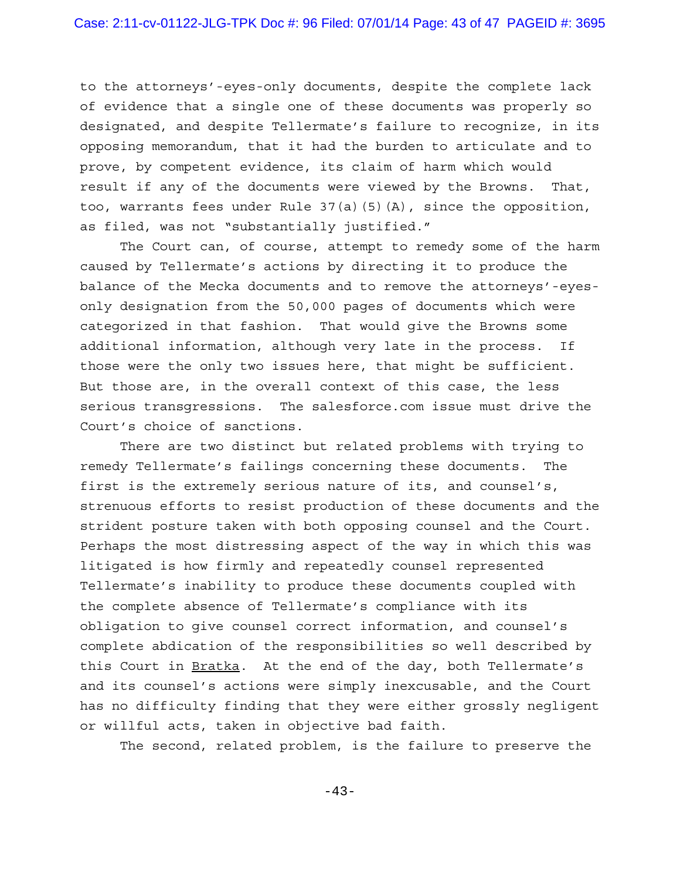to the attorneys'-eyes-only documents, despite the complete lack of evidence that a single one of these documents was properly so designated, and despite Tellermate's failure to recognize, in its opposing memorandum, that it had the burden to articulate and to prove, by competent evidence, its claim of harm which would result if any of the documents were viewed by the Browns. That, too, warrants fees under Rule 37(a)(5)(A), since the opposition, as filed, was not "substantially justified."

The Court can, of course, attempt to remedy some of the harm caused by Tellermate's actions by directing it to produce the balance of the Mecka documents and to remove the attorneys'-eyes-only designation from the 50,000 pages of documents which were categorized in that fashion. That would give the Browns some additional information, although very late in the process. If those were the only two issues here, that might be sufficient. But those are, in the overall context of this case, the less serious transgressions. The salesforce.com issue must drive the Court's choice of sanctions.

There are two distinct but related problems with trying to remedy Tellermate's failings concerning these documents. The first is the extremely serious nature of its, and counsel's, strenuous efforts to resist production of these documents and the strident posture taken with both opposing counsel and the Court. Perhaps the most distressing aspect of the way in which this was litigated is how firmly and repeatedly counsel represented Tellermate's inability to produce these documents coupled with the complete absence of Tellermate's compliance with its obligation to give counsel correct information, and counsel's complete abdication of the responsibilities so well described by this Court in Bratka. At the end of the day, both Tellermate's and its counsel's actions were simply inexcusable, and the Court has no difficulty finding that they were either grossly negligent or willful acts, taken in objective bad faith.

The second, related problem, is the failure to preserve the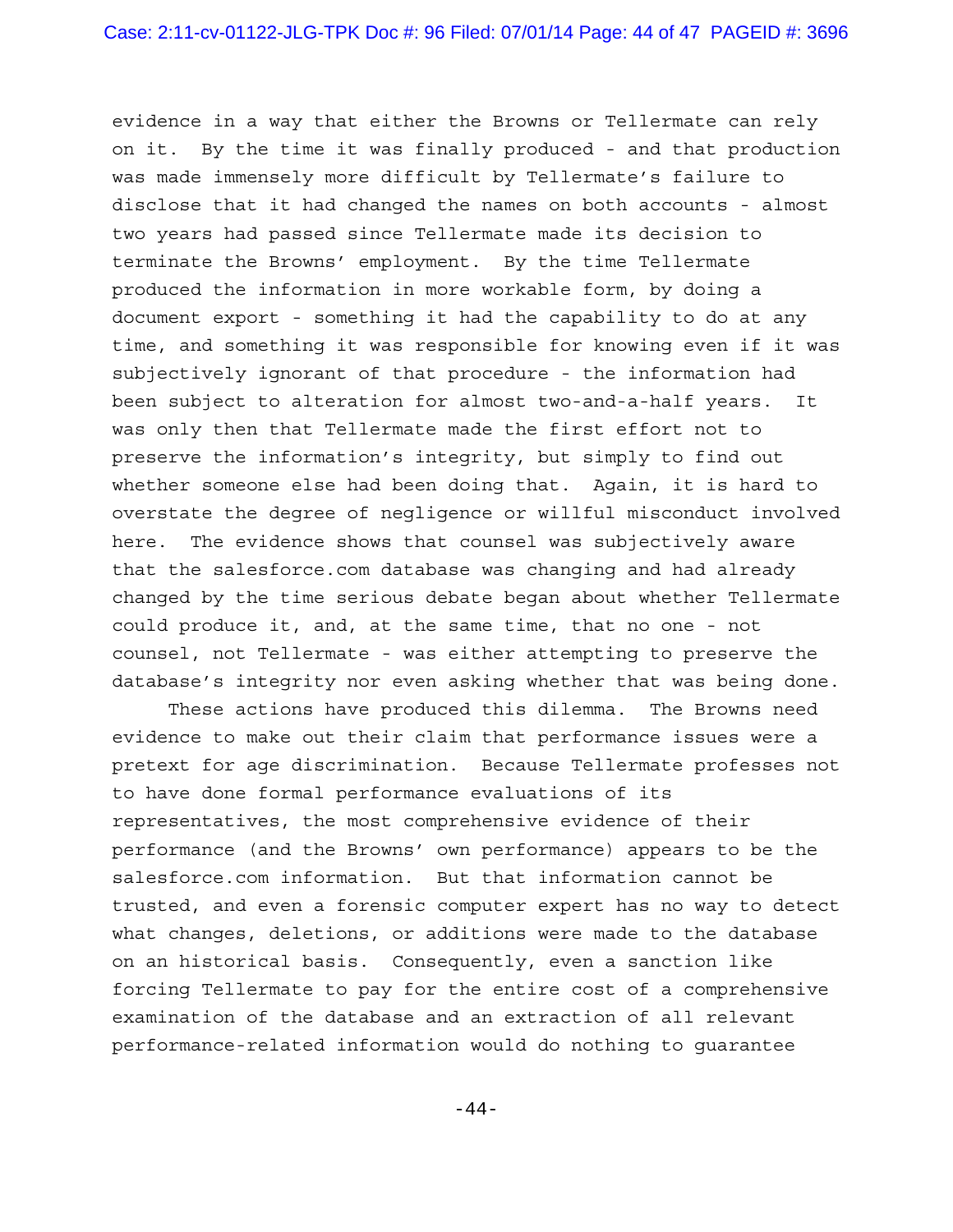evidence in a way that either the Browns or Tellermate can rely on it. By the time it was finally produced - and that production was made immensely more difficult by Tellermate's failure to disclose that it had changed the names on both accounts - almost two years had passed since Tellermate made its decision to terminate the Browns' employment. By the time Tellermate produced the information in more workable form, by doing a document export - something it had the capability to do at any time, and something it was responsible for knowing even if it was subjectively ignorant of that procedure - the information had been subject to alteration for almost two-and-a-half years. It was only then that Tellermate made the first effort not to preserve the information's integrity, but simply to find out whether someone else had been doing that. Again, it is hard to overstate the degree of negligence or willful misconduct involved here. The evidence shows that counsel was subjectively aware that the salesforce.com database was changing and had already changed by the time serious debate began about whether Tellermate could produce it, and, at the same time, that no one - not counsel, not Tellermate - was either attempting to preserve the database's integrity nor even asking whether that was being done.

These actions have produced this dilemma. The Browns need evidence to make out their claim that performance issues were a pretext for age discrimination. Because Tellermate professes not to have done formal performance evaluations of its representatives, the most comprehensive evidence of their performance (and the Browns' own performance) appears to be the salesforce.com information. But that information cannot be trusted, and even a forensic computer expert has no way to detect what changes, deletions, or additions were made to the database on an historical basis. Consequently, even a sanction like forcing Tellermate to pay for the entire cost of a comprehensive examination of the database and an extraction of all relevant performance-related information would do nothing to guarantee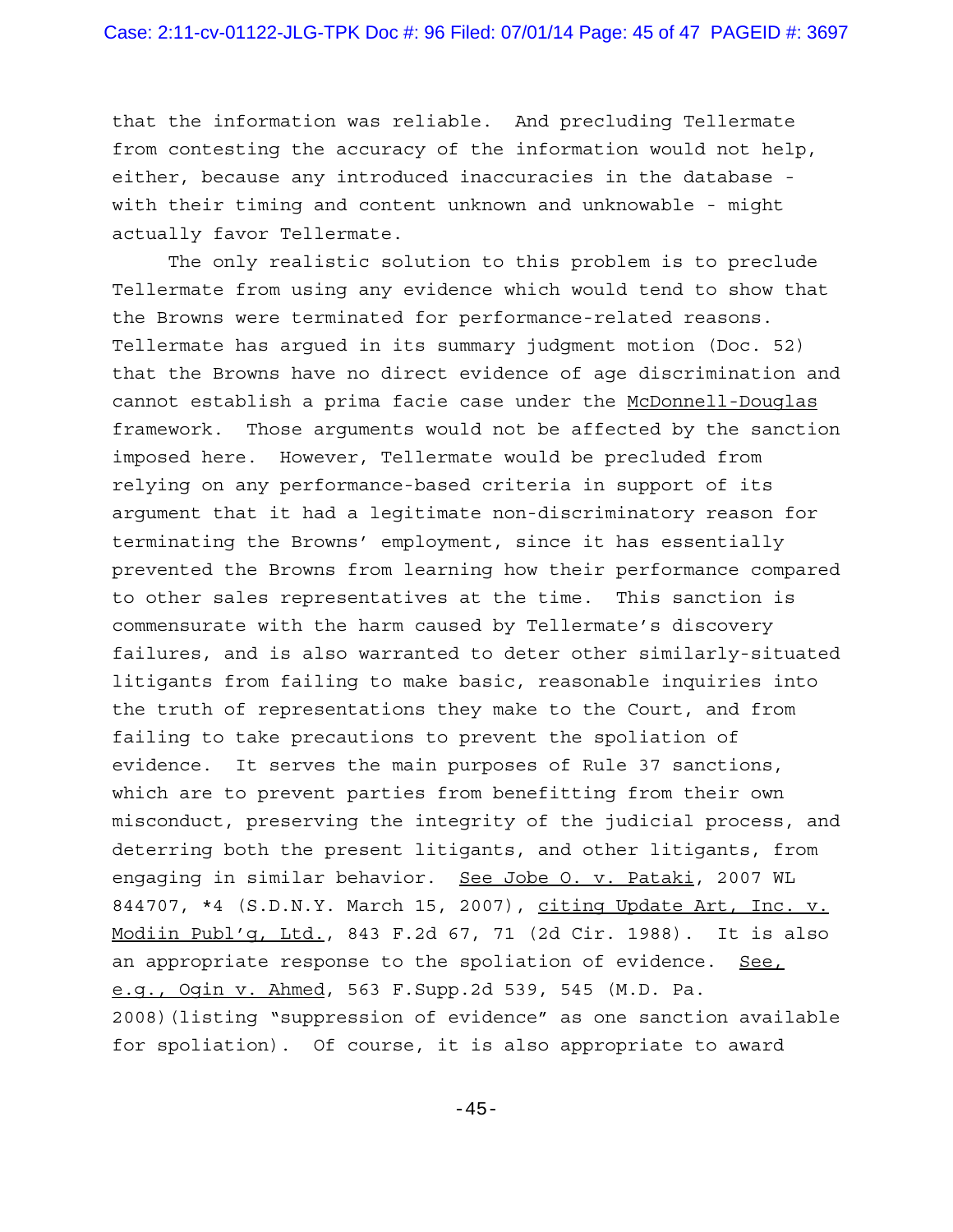that the information was reliable. And precluding Tellermate from contesting the accuracy of the information would not help, either, because any introduced inaccuracies in the database - with their timing and content unknown and unknowable - might actually favor Tellermate.

The only realistic solution to this problem is to preclude Tellermate from using any evidence which would tend to show that the Browns were terminated for performance-related reasons. Tellermate has argued in its summary judgment motion (Doc. 52) that the Browns have no direct evidence of age discrimination and cannot establish a prima facie case under the McDonnell-Douglas framework. Those arguments would not be affected by the sanction imposed here. However, Tellermate would be precluded from relying on any performance-based criteria in support of its argument that it had a legitimate non-discriminatory reason for terminating the Browns' employment, since it has essentially prevented the Browns from learning how their performance compared to other sales representatives at the time. This sanction is commensurate with the harm caused by Tellermate's discovery failures, and is also warranted to deter other similarly-situated litigants from failing to make basic, reasonable inquiries into the truth of representations they make to the Court, and from failing to take precautions to prevent the spoliation of evidence. It serves the main purposes of Rule 37 sanctions, which are to prevent parties from benefitting from their own misconduct, preserving the integrity of the judicial process, and deterring both the present litigants, and other litigants, from engaging in similar behavior. See Jobe O. v. Pataki, 2007 WL 844707, *4 (S.D.N.Y. March 15, 2007), citing Update Art, Inc. v. Modiin Publ'g, Ltd., 843 F.2d 67, 71 (2d Cir. 1988). It is also an appropriate response to the spoliation of evidence. See, e.g., Ogin v. Ahmed, 563 F.Supp.2d 539, 545 (M.D. Pa. 2008)(listing "suppression of evidence" as one sanction available for spoliation). Of course, it is also appropriate to award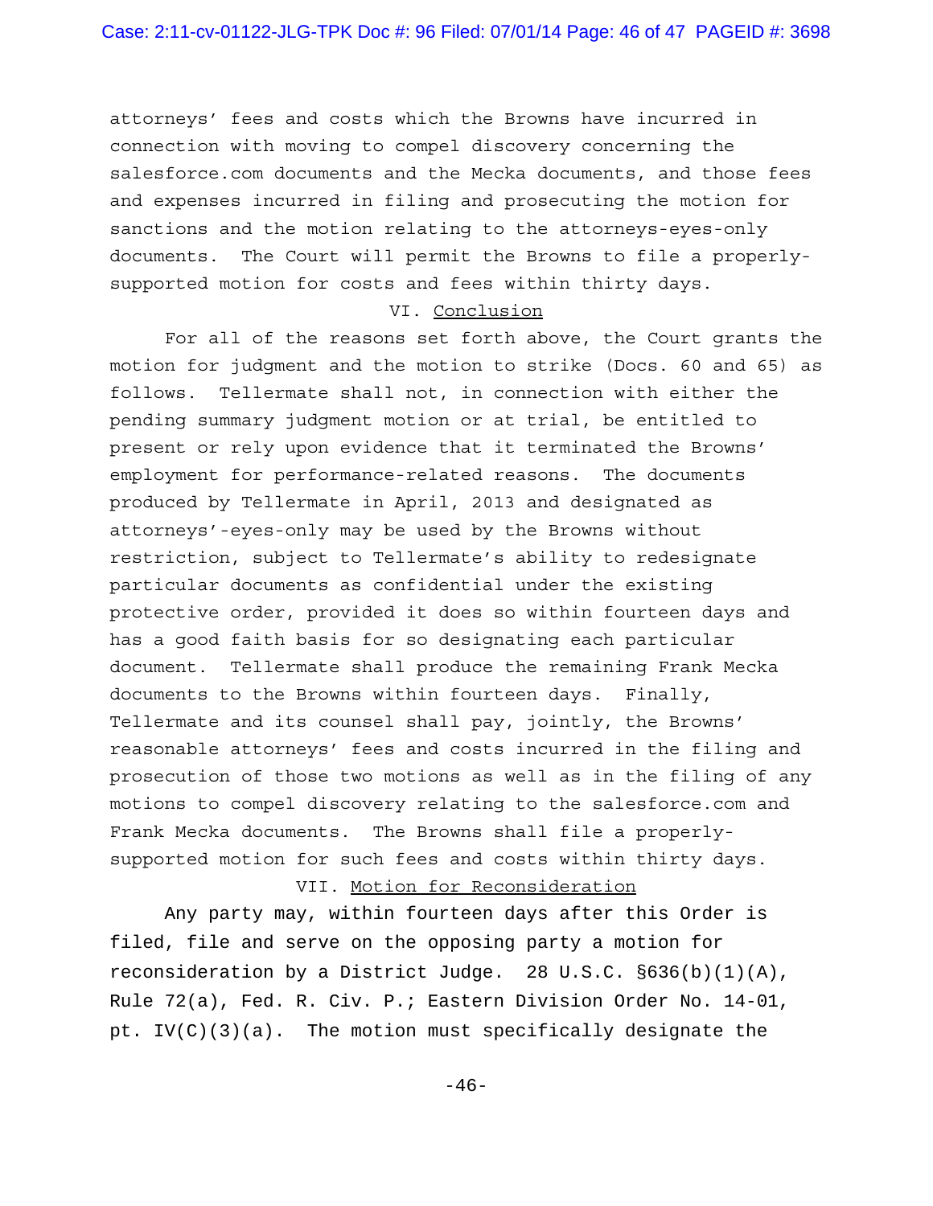attorneys' fees and costs which the Browns have incurred in connection with moving to compel discovery concerning the salesforce.com documents and the Mecka documents, and those fees and expenses incurred in filing and prosecuting the motion for sanctions and the motion relating to the attorneys-eyes-only documents. The Court will permit the Browns to file a properly-supported motion for costs and fees within thirty days.

## VI. Conclusion

For all of the reasons set forth above, the Court grants the motion for judgment and the motion to strike (Docs. 60 and 65) as follows. Tellermate shall not, in connection with either the pending summary judgment motion or at trial, be entitled to present or rely upon evidence that it terminated the Browns' employment for performance-related reasons. The documents produced by Tellermate in April, 2013 and designated as attorneys'-eyes-only may be used by the Browns without restriction, subject to Tellermate's ability to redesignate particular documents as confidential under the existing protective order, provided it does so within fourteen days and has a good faith basis for so designating each particular document. Tellermate shall produce the remaining Frank Mecka documents to the Browns within fourteen days. Finally, Tellermate and its counsel shall pay, jointly, the Browns' reasonable attorneys' fees and costs incurred in the filing and prosecution of those two motions as well as in the filing of any motions to compel discovery relating to the salesforce.com and Frank Mecka documents. The Browns shall file a properly-supported motion for such fees and costs within thirty days.

## VII. Motion for Reconsideration

Any party may, within fourteen days after this Order is filed, file and serve on the opposing party a motion for reconsideration by a District Judge. 28 U.S.C. §636(b)(1)(A), Rule 72(a), Fed. R. Civ. P.; Eastern Division Order No. 14-01, pt. IV(C)(3)(a). The motion must specifically designate the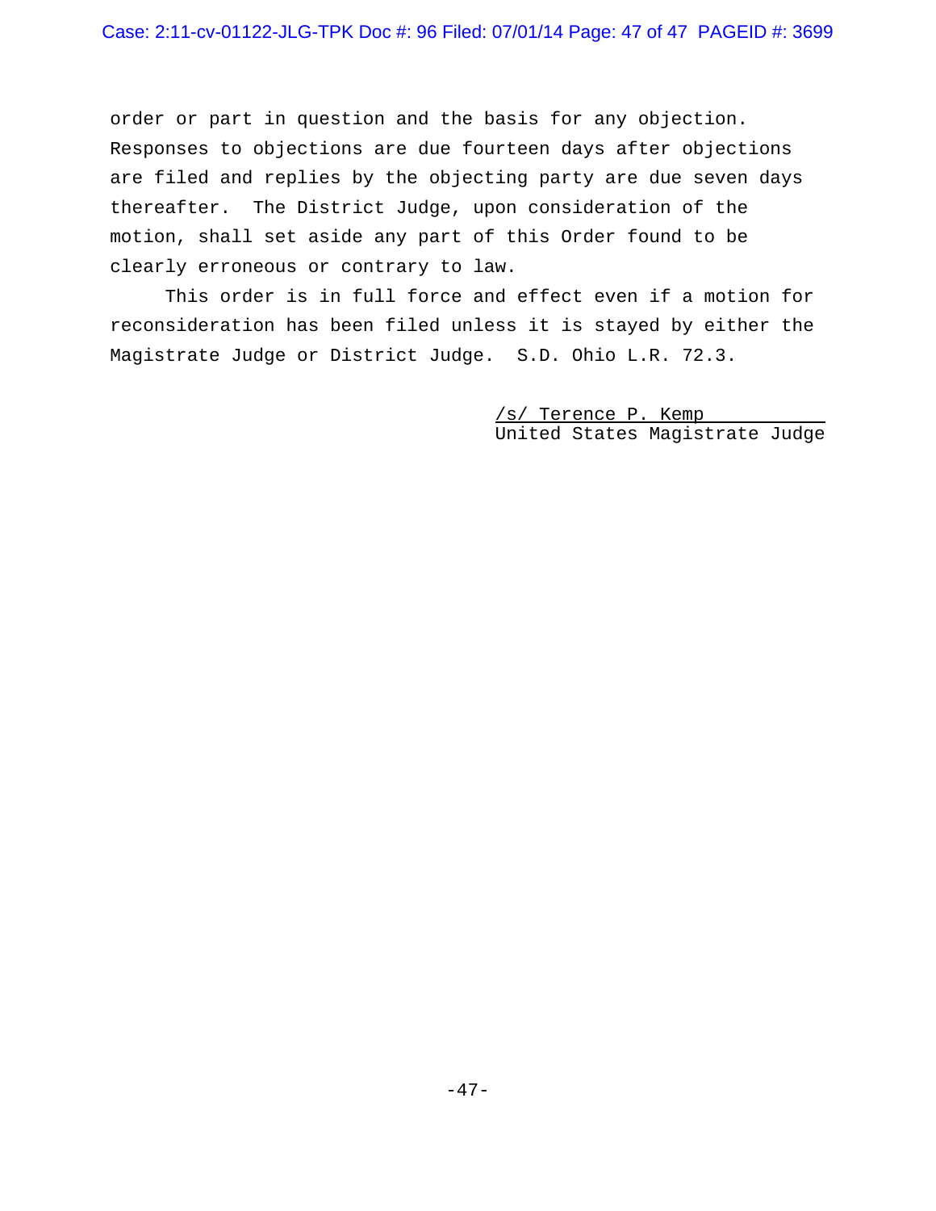order or part in question and the basis for any objection. Responses to objections are due fourteen days after objections are filed and replies by the objecting party are due seven days thereafter. The District Judge, upon consideration of the motion, shall set aside any part of this Order found to be clearly erroneous or contrary to law.

This order is in full force and effect even if a motion for reconsideration has been filed unless it is stayed by either the Magistrate Judge or District Judge. S.D. Ohio L.R. 72.3.

/s/ Terence P. Kemp
United States Magistrate Judge